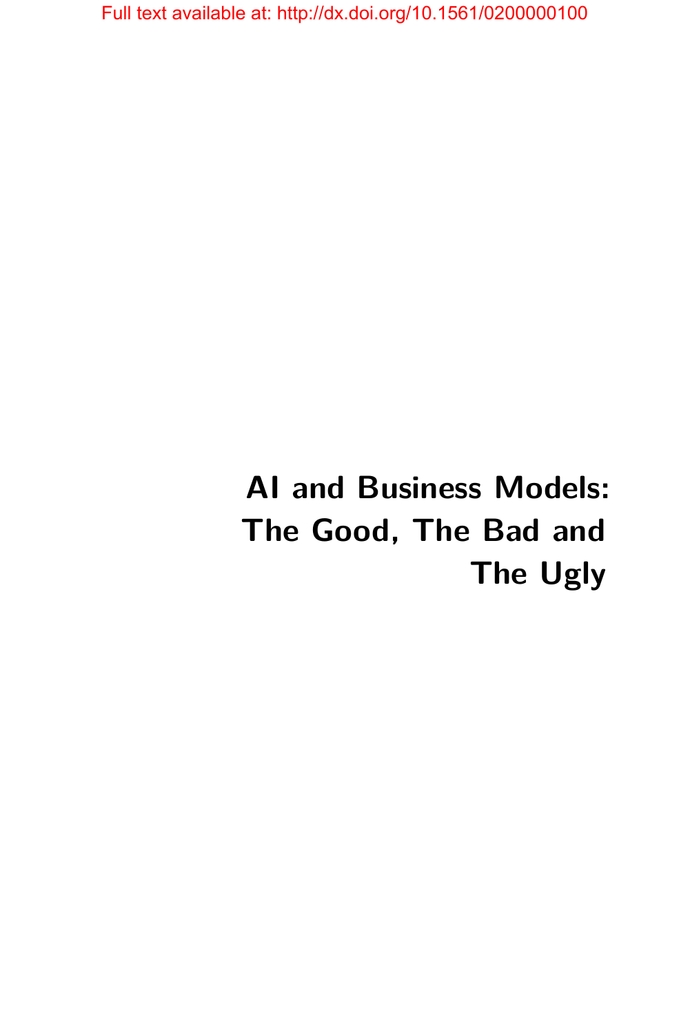Full text available at: http://dx.doi.org/10.1561/0200000100

# AI and Business Models: The Good, The Bad and The Ugly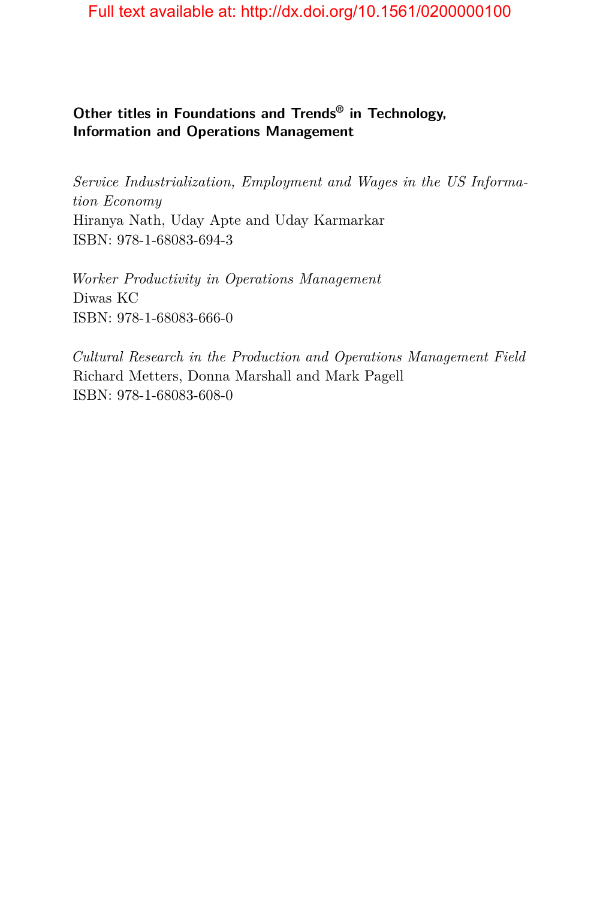Full text available at: http://dx.doi.org/10.1561/0200000100

## Other titles in Foundations and Trends® in Technology, Information and Operations Management

*Service Industrialization, Employment and Wages in the US Information Economy*
Hiranya Nath, Uday Apte and Uday Karmarkar
ISBN: 978-1-68083-694-3

*Worker Productivity in Operations Management*
Diwas KC
ISBN: 978-1-68083-666-0

*Cultural Research in the Production and Operations Management Field*
Richard Metters, Donna Marshall and Mark Pagell
ISBN: 978-1-68083-608-0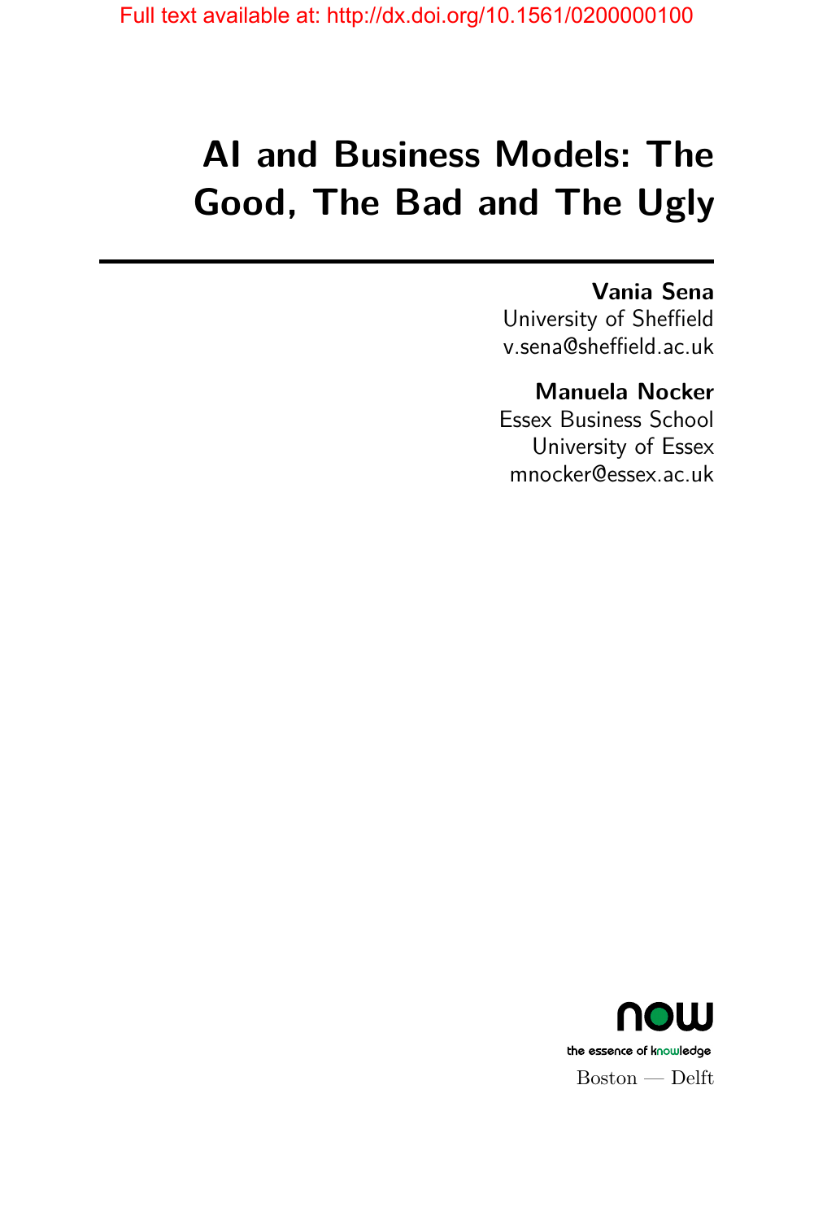Full text available at: http://dx.doi.org/10.1561/0200000100

# AI and Business Models: The Good, The Bad and The Ugly

**Vania Sena**
University of Sheffield
v.sena@sheffield.ac.uk

**Manuela Nocker**
Essex Business School
University of Essex
mnocker@essex.ac.uk

now
the essence of knowledge
Boston — Delft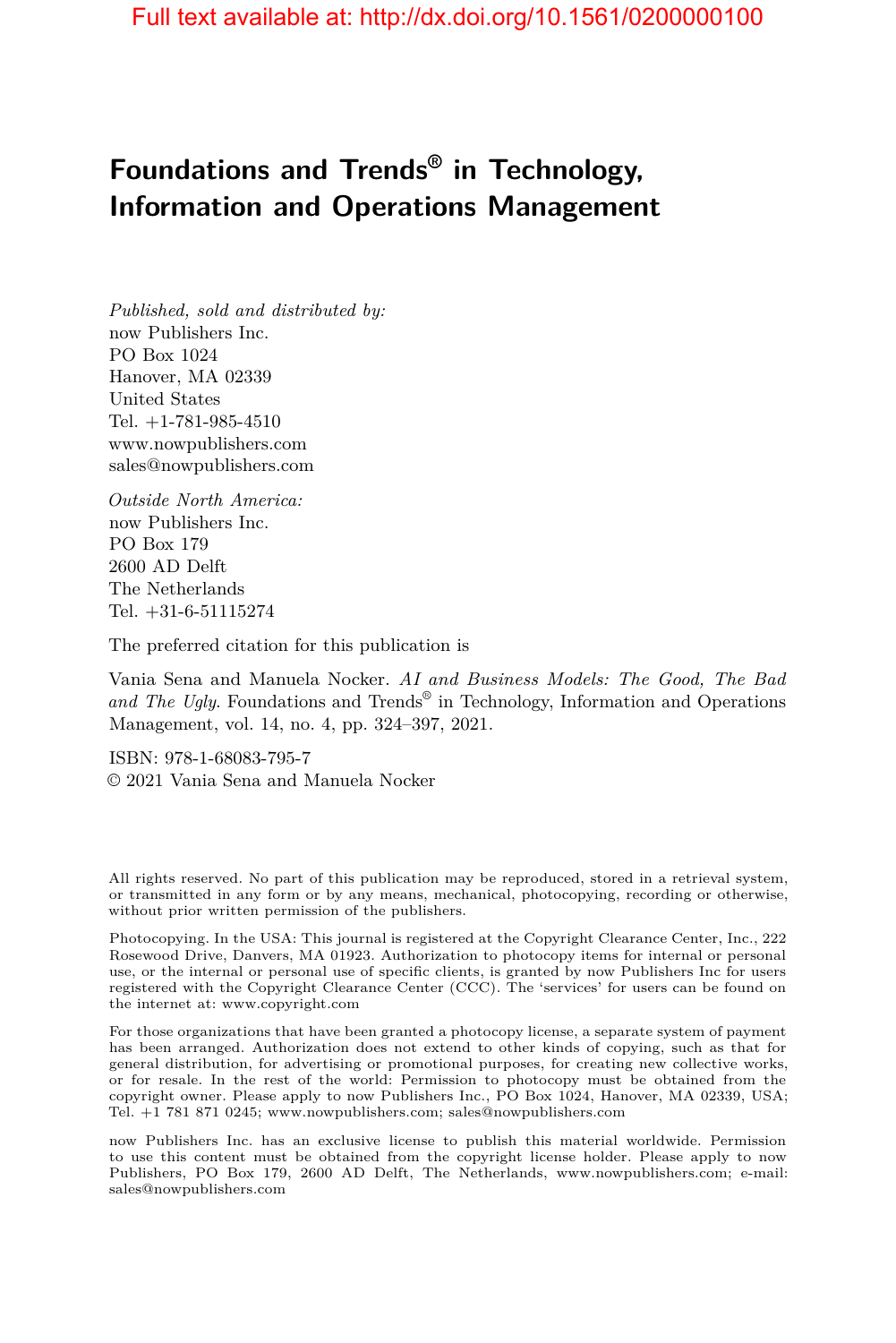# Foundations and Trends® in Technology, Information and Operations Management

*Published, sold and distributed by:*
now Publishers Inc.
PO Box 1024
Hanover, MA 02339
United States
Tel. +1-781-985-4510
www.nowpublishers.com
sales@nowpublishers.com

*Outside North America:*
now Publishers Inc.
PO Box 179
2600 AD Delft
The Netherlands
Tel. +31-6-51115274

The preferred citation for this publication is

Vania Sena and Manuela Nocker. *AI and Business Models: The Good, The Bad and The Ugly*. Foundations and Trends® in Technology, Information and Operations Management, vol. 14, no. 4, pp. 324–397, 2021.

ISBN: 978-1-68083-795-7
© 2021 Vania Sena and Manuela Nocker

All rights reserved. No part of this publication may be reproduced, stored in a retrieval system, or transmitted in any form or by any means, mechanical, photocopying, recording or otherwise, without prior written permission of the publishers.

Photocopying. In the USA: This journal is registered at the Copyright Clearance Center, Inc., 222 Rosewood Drive, Danvers, MA 01923. Authorization to photocopy items for internal or personal use, or the internal or personal use of specific clients, is granted by now Publishers Inc for users registered with the Copyright Clearance Center (CCC). The 'services' for users can be found on the internet at: www.copyright.com

For those organizations that have been granted a photocopy license, a separate system of payment has been arranged. Authorization does not extend to other kinds of copying, such as that for general distribution, for advertising or promotional purposes, for creating new collective works, or for resale. In the rest of the world: Permission to photocopy must be obtained from the copyright owner. Please apply to now Publishers Inc., PO Box 1024, Hanover, MA 02339, USA; Tel. +1 781 871 0245; www.nowpublishers.com; sales@nowpublishers.com

now Publishers Inc. has an exclusive license to publish this material worldwide. Permission to use this content must be obtained from the copyright license holder. Please apply to now Publishers, PO Box 179, 2600 AD Delft, The Netherlands, www.nowpublishers.com; e-mail: sales@nowpublishers.com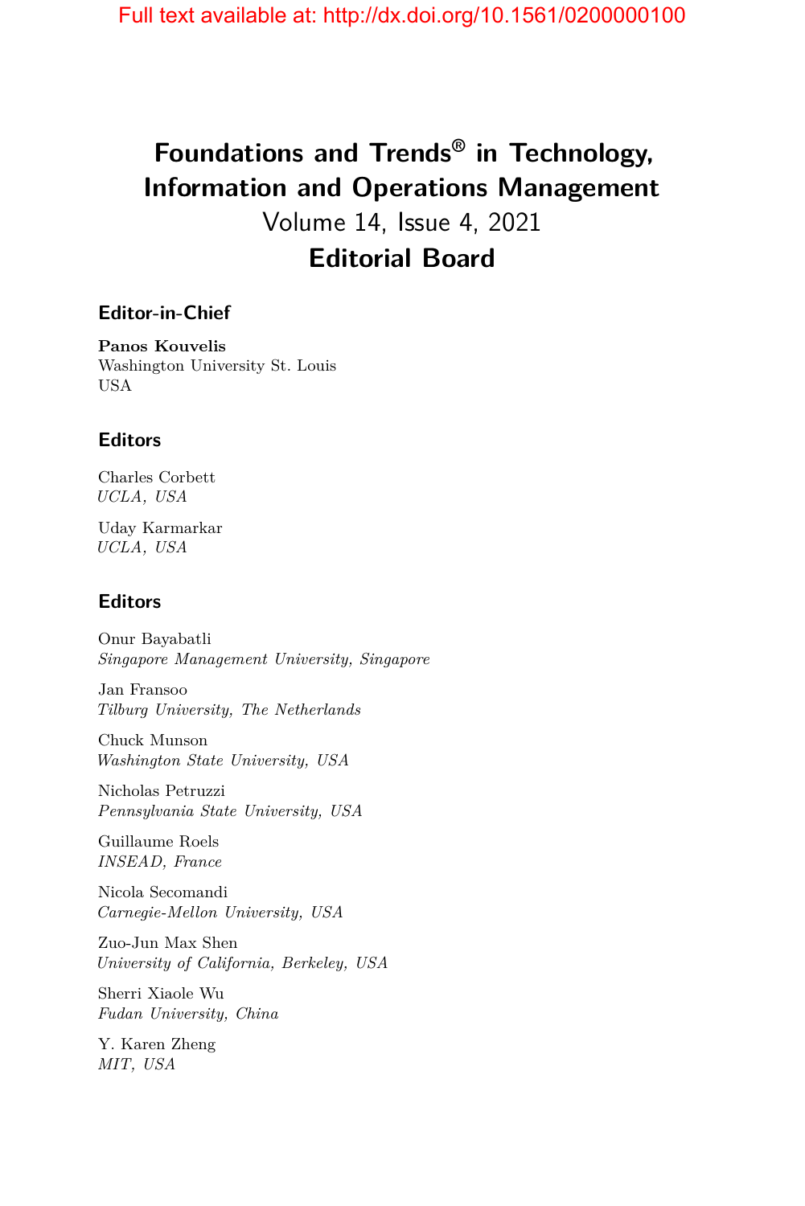# Foundations and Trends® in Technology, Information and Operations Management

Volume 14, Issue 4, 2021

## Editorial Board

### Editor-in-Chief

**Panos Kouvelis**
Washington University St. Louis
USA

### Editors

Charles Corbett
*UCLA, USA*

Uday Karmarkar
*UCLA, USA*

### Editors

Onur Bayabatli
*Singapore Management University, Singapore*

Jan Fransoo
*Tilburg University, The Netherlands*

Chuck Munson
*Washington State University, USA*

Nicholas Petruzzi
*Pennsylvania State University, USA*

Guillaume Roels
*INSEAD, France*

Nicola Secomandi
*Carnegie-Mellon University, USA*

Zuo-Jun Max Shen
*University of California, Berkeley, USA*

Sherri Xiaole Wu
*Fudan University, China*

Y. Karen Zheng
*MIT, USA*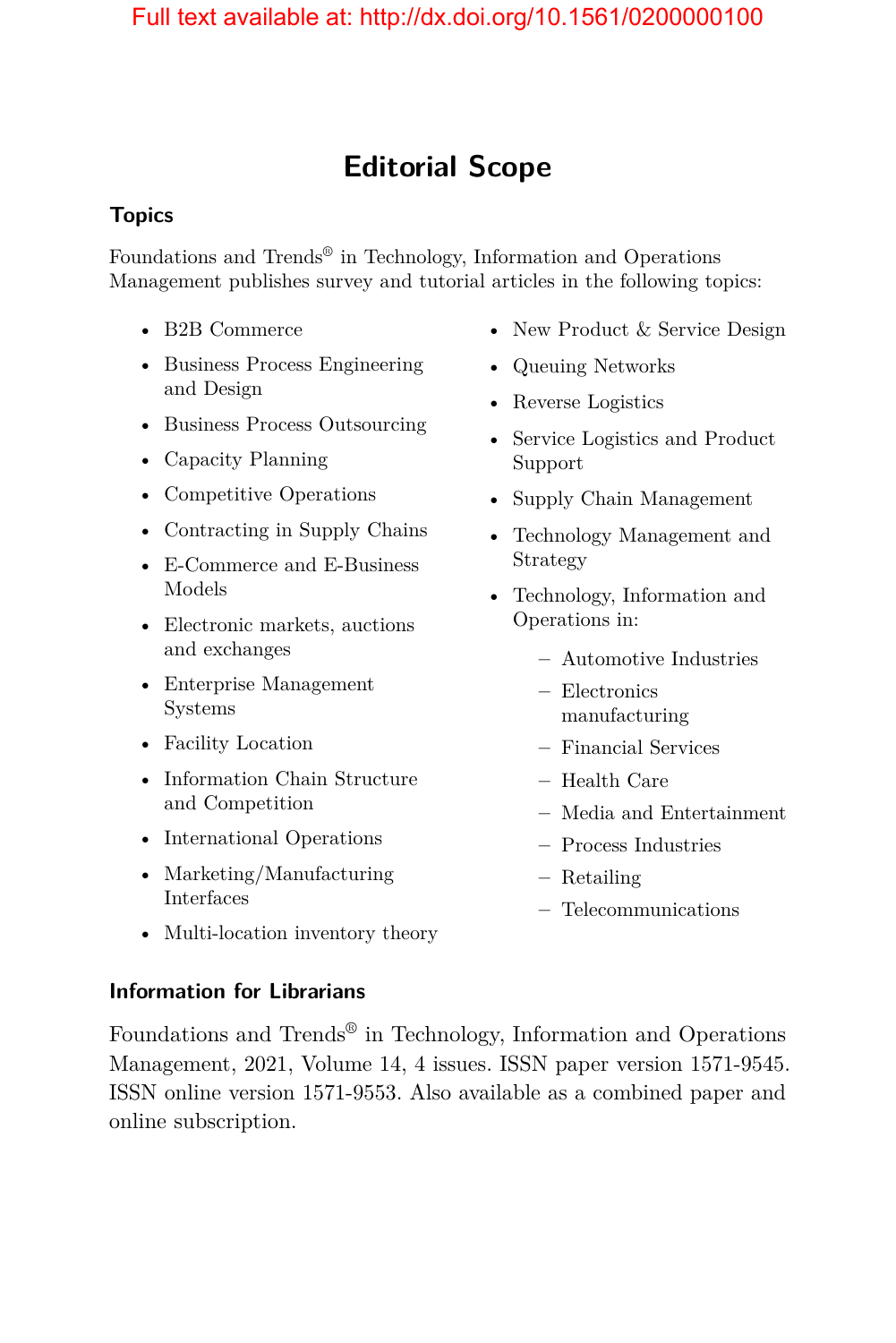# Editorial Scope

## Topics

Foundations and Trends® in Technology, Information and Operations Management publishes survey and tutorial articles in the following topics:

- B2B Commerce
- Business Process Engineering and Design
- Business Process Outsourcing
- Capacity Planning
- Competitive Operations
- Contracting in Supply Chains
- E-Commerce and E-Business Models
- Electronic markets, auctions and exchanges
- Enterprise Management Systems
- Facility Location
- Information Chain Structure and Competition
- International Operations
- Marketing/Manufacturing Interfaces
- Multi-location inventory theory
- New Product & Service Design
- Queuing Networks
- Reverse Logistics
- Service Logistics and Product Support
- Supply Chain Management
- Technology Management and Strategy
- Technology, Information and Operations in:
  - Automotive Industries
  - Electronics manufacturing
  - Financial Services
  - Health Care
  - Media and Entertainment
  - Process Industries
  - Retailing
  - Telecommunications

## Information for Librarians

Foundations and Trends® in Technology, Information and Operations Management, 2021, Volume 14, 4 issues. ISSN paper version 1571-9545. ISSN online version 1571-9553. Also available as a combined paper and online subscription.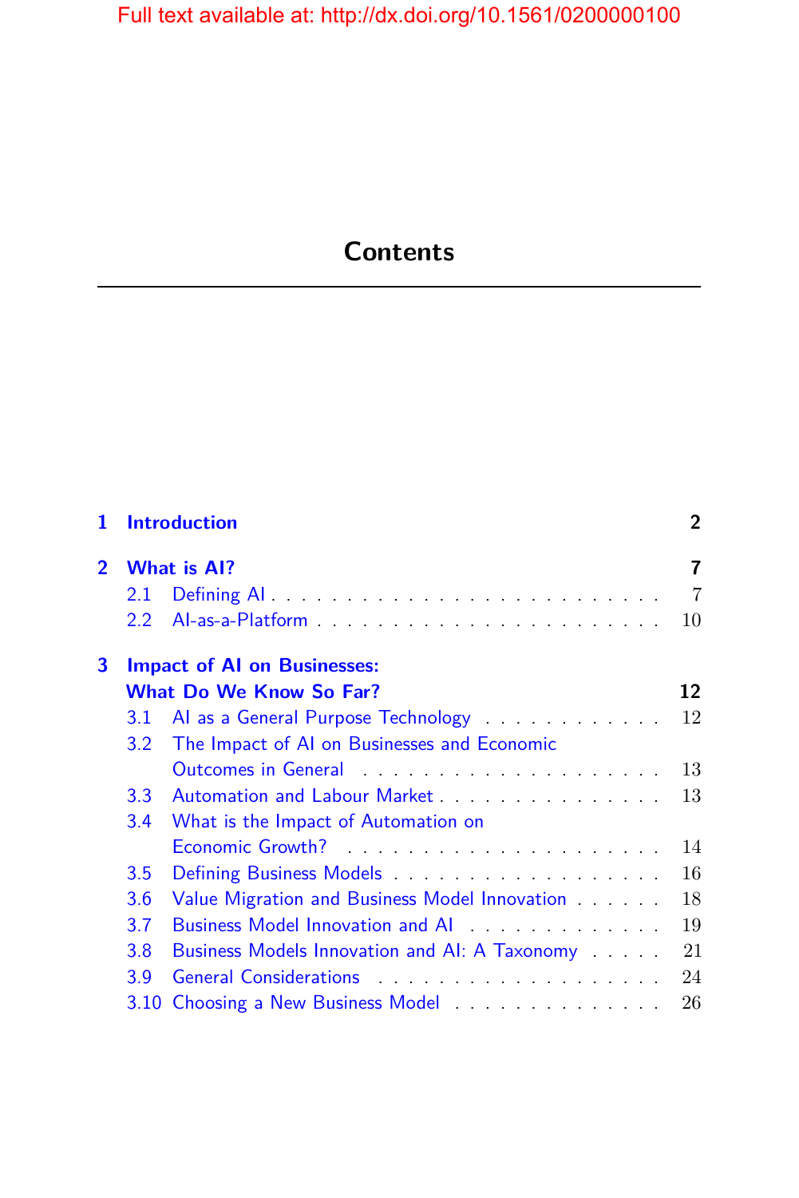# Contents

**1 Introduction** **2**

**2 What is AI?** **7**

2.1 Defining AI . . . . . . . . . . . . . . . . . . . . . . . . . . 7
2.2 AI-as-a-Platform . . . . . . . . . . . . . . . . . . . . . . . 10

**3 Impact of AI on Businesses: What Do We Know So Far?** **12**

3.1 AI as a General Purpose Technology . . . . . . . . . . . . 12
3.2 The Impact of AI on Businesses and Economic Outcomes in General . . . . . . . . . . . . . . . . . . . . 13
3.3 Automation and Labour Market . . . . . . . . . . . . . . . 13
3.4 What is the Impact of Automation on Economic Growth? . . . . . . . . . . . . . . . . . . . . . 14
3.5 Defining Business Models . . . . . . . . . . . . . . . . . . 16
3.6 Value Migration and Business Model Innovation . . . . . . 18
3.7 Business Model Innovation and AI . . . . . . . . . . . . . 19
3.8 Business Models Innovation and AI: A Taxonomy . . . . . 21
3.9 General Considerations . . . . . . . . . . . . . . . . . . . 24
3.10 Choosing a New Business Model . . . . . . . . . . . . . . 26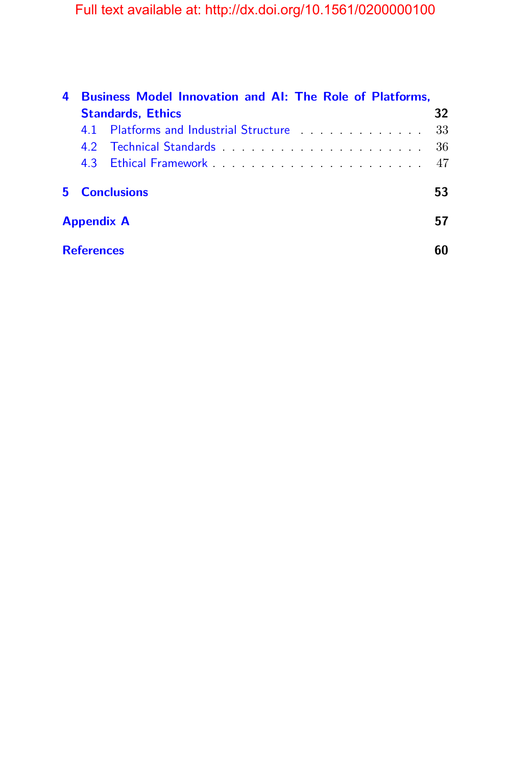**4 Business Model Innovation and AI: The Role of Platforms, Standards, Ethics** **32**

- 4.1 Platforms and Industrial Structure . . . . . . . . . . . . . . 33
- 4.2 Technical Standards . . . . . . . . . . . . . . . . . . . . . . 36
- 4.3 Ethical Framework . . . . . . . . . . . . . . . . . . . . . . . 47

**5 Conclusions** **53**

**Appendix A** **57**

**References** **60**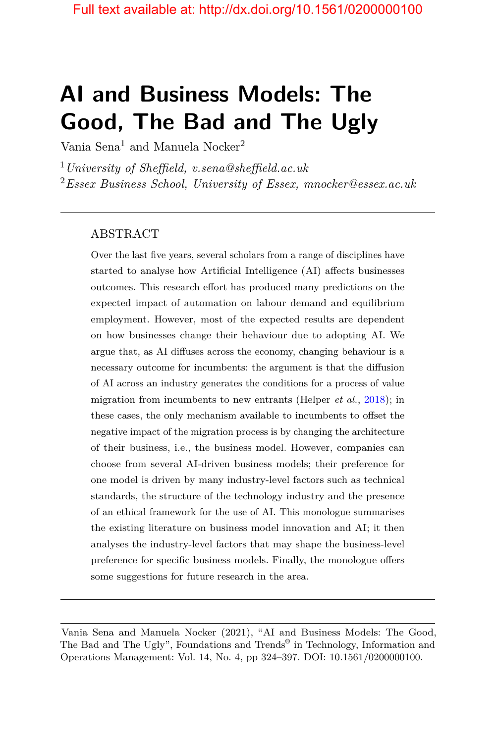# AI and Business Models: The Good, The Bad and The Ugly

Vania Sena[1] and Manuela Nocker[2]

[1] *University of Sheffield, v.sena@sheffield.ac.uk*

[2] *Essex Business School, University of Essex, mnocker@essex.ac.uk*

---

## ABSTRACT

Over the last five years, several scholars from a range of disciplines have started to analyse how Artificial Intelligence (AI) affects businesses outcomes. This research effort has produced many predictions on the expected impact of automation on labour demand and equilibrium employment. However, most of the expected results are dependent on how businesses change their behaviour due to adopting AI. We argue that, as AI diffuses across the economy, changing behaviour is a necessary outcome for incumbents: the argument is that the diffusion of AI across an industry generates the conditions for a process of value migration from incumbents to new entrants (Helper *et al.*, 2018); in these cases, the only mechanism available to incumbents to offset the negative impact of the migration process is by changing the architecture of their business, i.e., the business model. However, companies can choose from several AI-driven business models; their preference for one model is driven by many industry-level factors such as technical standards, the structure of the technology industry and the presence of an ethical framework for the use of AI. This monologue summarises the existing literature on business model innovation and AI; it then analyses the industry-level factors that may shape the business-level preference for specific business models. Finally, the monologue offers some suggestions for future research in the area.

---

Vania Sena and Manuela Nocker (2021), "AI and Business Models: The Good, The Bad and The Ugly", Foundations and Trends® in Technology, Information and Operations Management: Vol. 14, No. 4, pp 324–397. DOI: 10.1561/0200000100.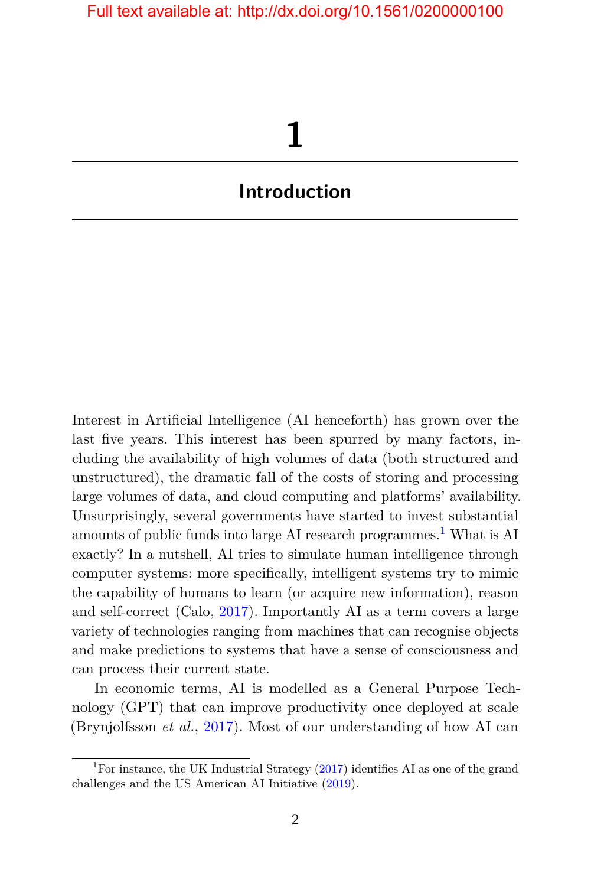# 1

## Introduction

Interest in Artificial Intelligence (AI henceforth) has grown over the last five years. This interest has been spurred by many factors, including the availability of high volumes of data (both structured and unstructured), the dramatic fall of the costs of storing and processing large volumes of data, and cloud computing and platforms' availability. Unsurprisingly, several governments have started to invest substantial amounts of public funds into large AI research programmes.[1] What is AI exactly? In a nutshell, AI tries to simulate human intelligence through computer systems: more specifically, intelligent systems try to mimic the capability of humans to learn (or acquire new information), reason and self-correct (Calo, 2017). Importantly AI as a term covers a large variety of technologies ranging from machines that can recognise objects and make predictions to systems that have a sense of consciousness and can process their current state.

In economic terms, AI is modelled as a General Purpose Technology (GPT) that can improve productivity once deployed at scale (Brynjolfsson *et al.*, 2017). Most of our understanding of how AI can

[1] For instance, the UK Industrial Strategy (2017) identifies AI as one of the grand challenges and the US American AI Initiative (2019).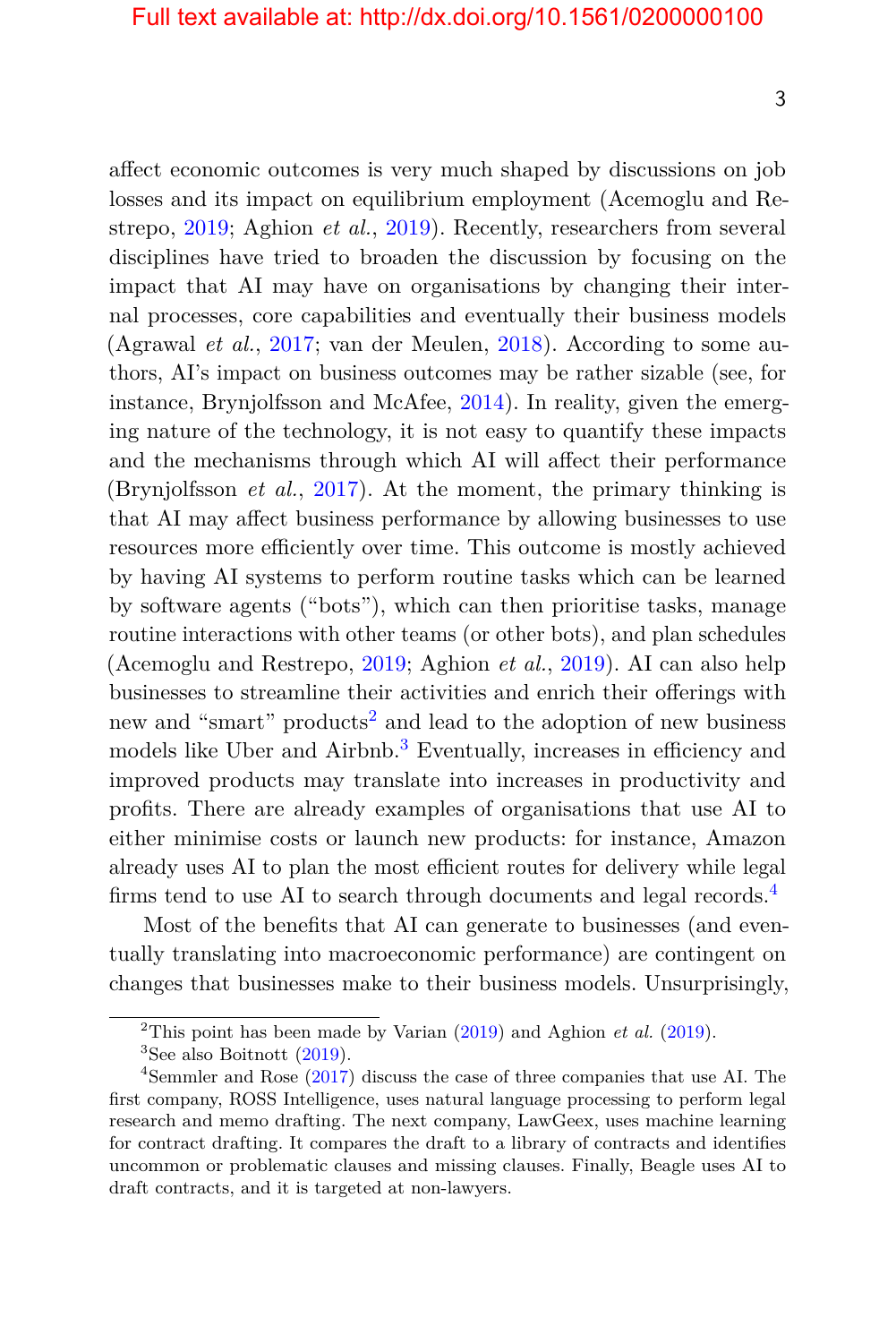affect economic outcomes is very much shaped by discussions on job losses and its impact on equilibrium employment (Acemoglu and Restrepo, 2019; Aghion *et al.*, 2019). Recently, researchers from several disciplines have tried to broaden the discussion by focusing on the impact that AI may have on organisations by changing their internal processes, core capabilities and eventually their business models (Agrawal *et al.*, 2017; van der Meulen, 2018). According to some authors, AI's impact on business outcomes may be rather sizable (see, for instance, Brynjolfsson and McAfee, 2014). In reality, given the emerging nature of the technology, it is not easy to quantify these impacts and the mechanisms through which AI will affect their performance (Brynjolfsson *et al.*, 2017). At the moment, the primary thinking is that AI may affect business performance by allowing businesses to use resources more efficiently over time. This outcome is mostly achieved by having AI systems to perform routine tasks which can be learned by software agents ("bots"), which can then prioritise tasks, manage routine interactions with other teams (or other bots), and plan schedules (Acemoglu and Restrepo, 2019; Aghion *et al.*, 2019). AI can also help businesses to streamline their activities and enrich their offerings with new and "smart" products[2] and lead to the adoption of new business models like Uber and Airbnb.[3] Eventually, increases in efficiency and improved products may translate into increases in productivity and profits. There are already examples of organisations that use AI to either minimise costs or launch new products: for instance, Amazon already uses AI to plan the most efficient routes for delivery while legal firms tend to use AI to search through documents and legal records.[4]

Most of the benefits that AI can generate to businesses (and eventually translating into macroeconomic performance) are contingent on changes that businesses make to their business models. Unsurprisingly,

---

[2]This point has been made by Varian (2019) and Aghion *et al.* (2019).

[3]See also Boitnott (2019).

[4]Semmler and Rose (2017) discuss the case of three companies that use AI. The first company, ROSS Intelligence, uses natural language processing to perform legal research and memo drafting. The next company, LawGeex, uses machine learning for contract drafting. It compares the draft to a library of contracts and identifies uncommon or problematic clauses and missing clauses. Finally, Beagle uses AI to draft contracts, and it is targeted at non-lawyers.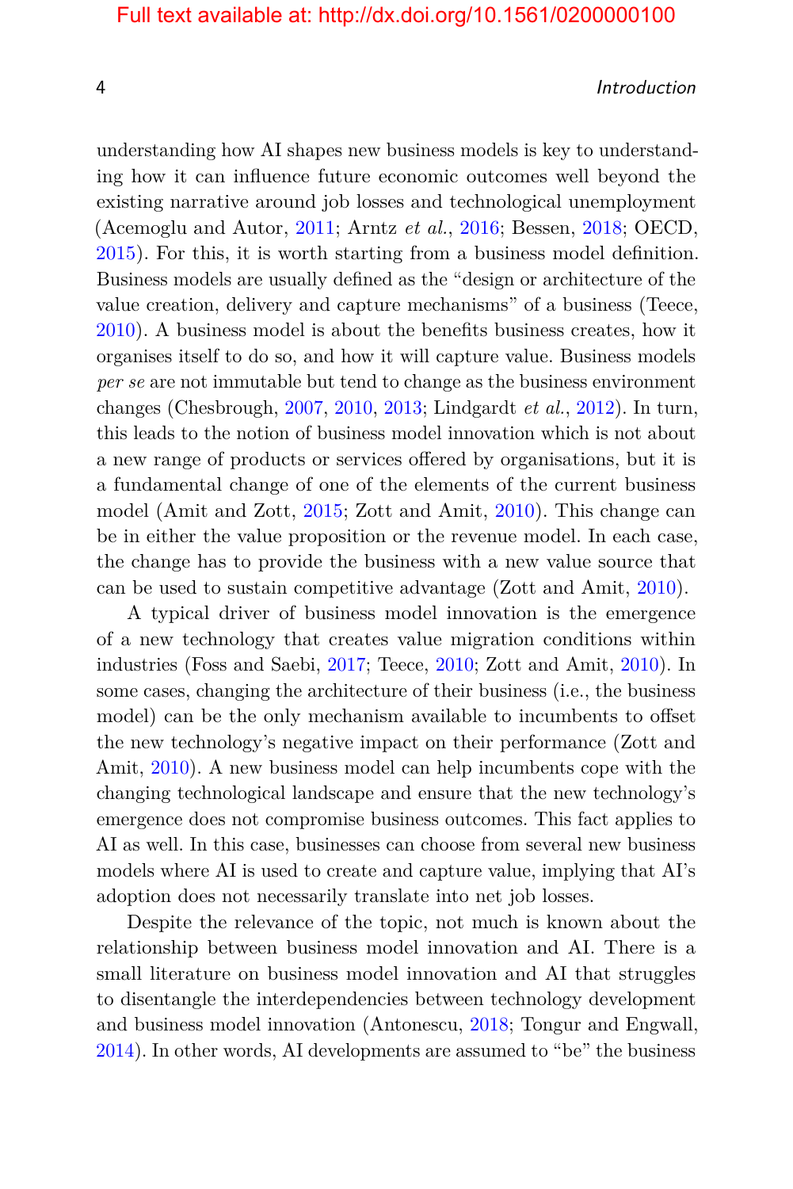understanding how AI shapes new business models is key to understanding how it can influence future economic outcomes well beyond the existing narrative around job losses and technological unemployment (Acemoglu and Autor, 2011; Arntz *et al.*, 2016; Bessen, 2018; OECD, 2015). For this, it is worth starting from a business model definition. Business models are usually defined as the "design or architecture of the value creation, delivery and capture mechanisms" of a business (Teece, 2010). A business model is about the benefits business creates, how it organises itself to do so, and how it will capture value. Business models *per se* are not immutable but tend to change as the business environment changes (Chesbrough, 2007, 2010, 2013; Lindgardt *et al.*, 2012). In turn, this leads to the notion of business model innovation which is not about a new range of products or services offered by organisations, but it is a fundamental change of one of the elements of the current business model (Amit and Zott, 2015; Zott and Amit, 2010). This change can be in either the value proposition or the revenue model. In each case, the change has to provide the business with a new value source that can be used to sustain competitive advantage (Zott and Amit, 2010).

A typical driver of business model innovation is the emergence of a new technology that creates value migration conditions within industries (Foss and Saebi, 2017; Teece, 2010; Zott and Amit, 2010). In some cases, changing the architecture of their business (i.e., the business model) can be the only mechanism available to incumbents to offset the new technology's negative impact on their performance (Zott and Amit, 2010). A new business model can help incumbents cope with the changing technological landscape and ensure that the new technology's emergence does not compromise business outcomes. This fact applies to AI as well. In this case, businesses can choose from several new business models where AI is used to create and capture value, implying that AI's adoption does not necessarily translate into net job losses.

Despite the relevance of the topic, not much is known about the relationship between business model innovation and AI. There is a small literature on business model innovation and AI that struggles to disentangle the interdependencies between technology development and business model innovation (Antonescu, 2018; Tongur and Engwall, 2014). In other words, AI developments are assumed to "be" the business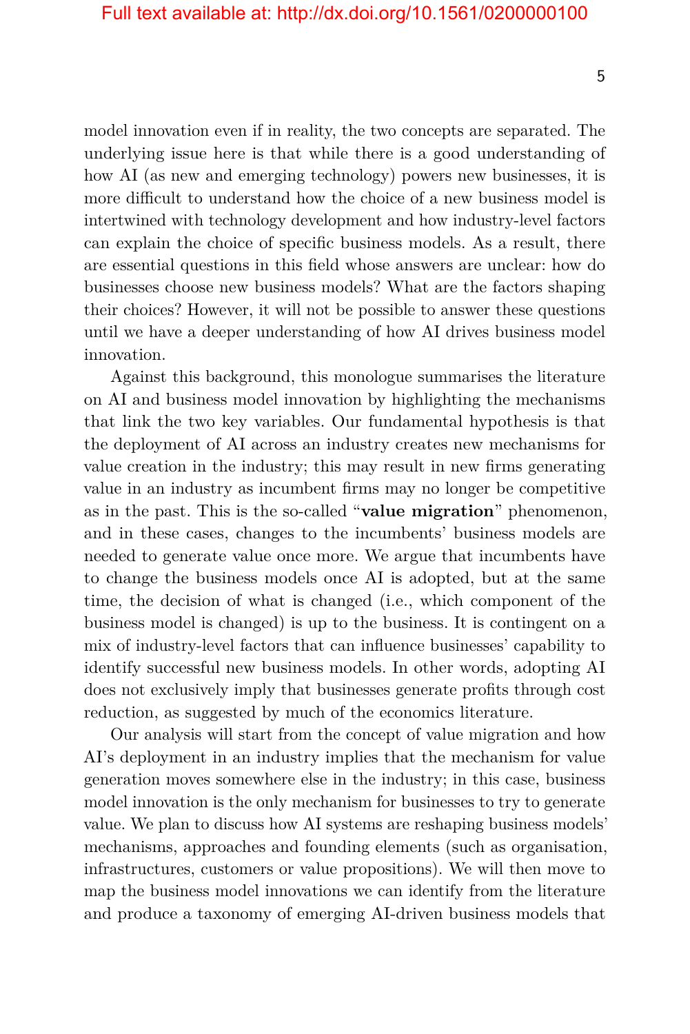model innovation even if in reality, the two concepts are separated. The underlying issue here is that while there is a good understanding of how AI (as new and emerging technology) powers new businesses, it is more difficult to understand how the choice of a new business model is intertwined with technology development and how industry-level factors can explain the choice of specific business models. As a result, there are essential questions in this field whose answers are unclear: how do businesses choose new business models? What are the factors shaping their choices? However, it will not be possible to answer these questions until we have a deeper understanding of how AI drives business model innovation.

Against this background, this monologue summarises the literature on AI and business model innovation by highlighting the mechanisms that link the two key variables. Our fundamental hypothesis is that the deployment of AI across an industry creates new mechanisms for value creation in the industry; this may result in new firms generating value in an industry as incumbent firms may no longer be competitive as in the past. This is the so-called "**value migration**" phenomenon, and in these cases, changes to the incumbents' business models are needed to generate value once more. We argue that incumbents have to change the business models once AI is adopted, but at the same time, the decision of what is changed (i.e., which component of the business model is changed) is up to the business. It is contingent on a mix of industry-level factors that can influence businesses' capability to identify successful new business models. In other words, adopting AI does not exclusively imply that businesses generate profits through cost reduction, as suggested by much of the economics literature.

Our analysis will start from the concept of value migration and how AI's deployment in an industry implies that the mechanism for value generation moves somewhere else in the industry; in this case, business model innovation is the only mechanism for businesses to try to generate value. We plan to discuss how AI systems are reshaping business models' mechanisms, approaches and founding elements (such as organisation, infrastructures, customers or value propositions). We will then move to map the business model innovations we can identify from the literature and produce a taxonomy of emerging AI-driven business models that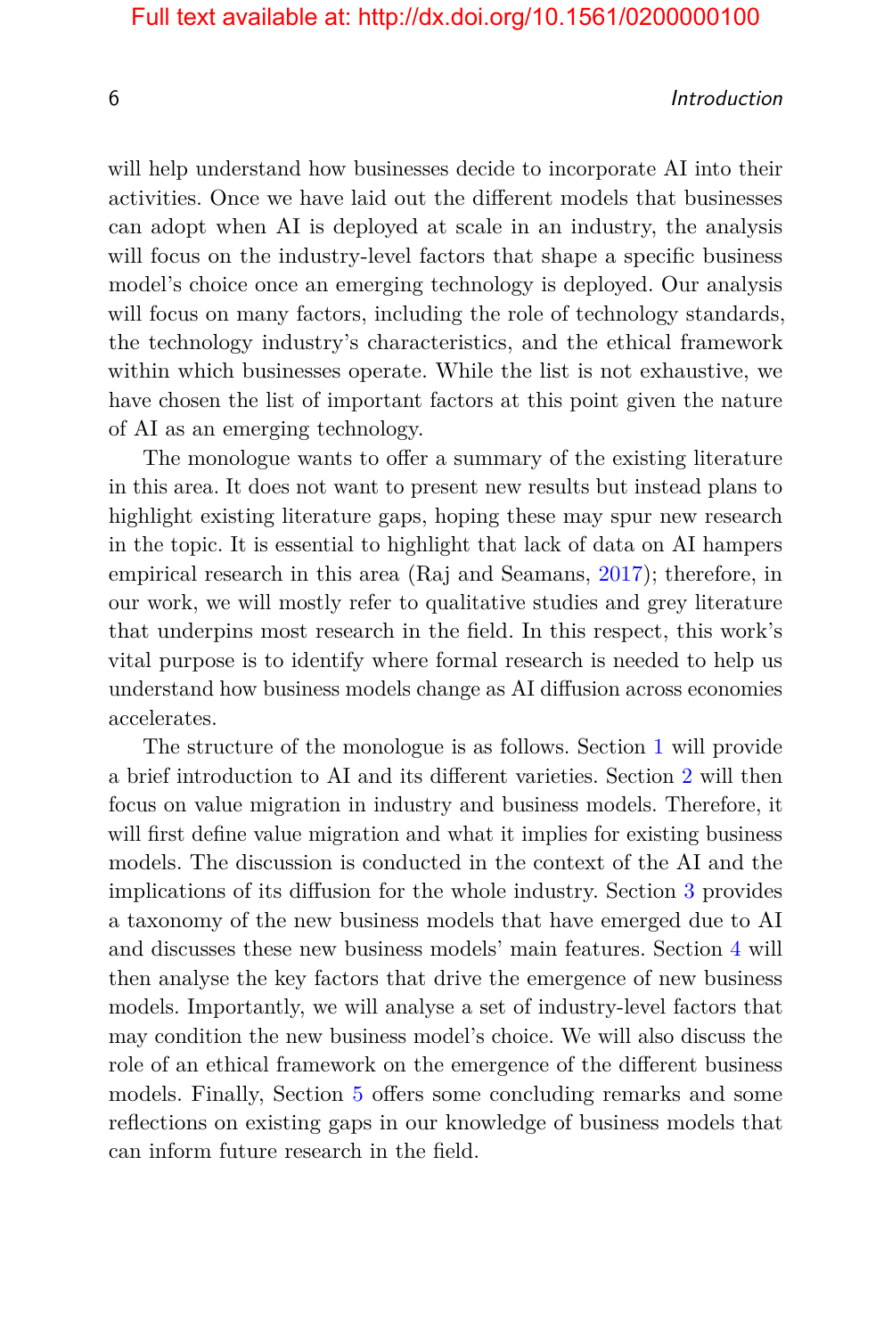will help understand how businesses decide to incorporate AI into their activities. Once we have laid out the different models that businesses can adopt when AI is deployed at scale in an industry, the analysis will focus on the industry-level factors that shape a specific business model's choice once an emerging technology is deployed. Our analysis will focus on many factors, including the role of technology standards, the technology industry's characteristics, and the ethical framework within which businesses operate. While the list is not exhaustive, we have chosen the list of important factors at this point given the nature of AI as an emerging technology.

The monologue wants to offer a summary of the existing literature in this area. It does not want to present new results but instead plans to highlight existing literature gaps, hoping these may spur new research in the topic. It is essential to highlight that lack of data on AI hampers empirical research in this area (Raj and Seamans, 2017); therefore, in our work, we will mostly refer to qualitative studies and grey literature that underpins most research in the field. In this respect, this work's vital purpose is to identify where formal research is needed to help us understand how business models change as AI diffusion across economies accelerates.

The structure of the monologue is as follows. Section 1 will provide a brief introduction to AI and its different varieties. Section 2 will then focus on value migration in industry and business models. Therefore, it will first define value migration and what it implies for existing business models. The discussion is conducted in the context of the AI and the implications of its diffusion for the whole industry. Section 3 provides a taxonomy of the new business models that have emerged due to AI and discusses these new business models' main features. Section 4 will then analyse the key factors that drive the emergence of new business models. Importantly, we will analyse a set of industry-level factors that may condition the new business model's choice. We will also discuss the role of an ethical framework on the emergence of the different business models. Finally, Section 5 offers some concluding remarks and some reflections on existing gaps in our knowledge of business models that can inform future research in the field.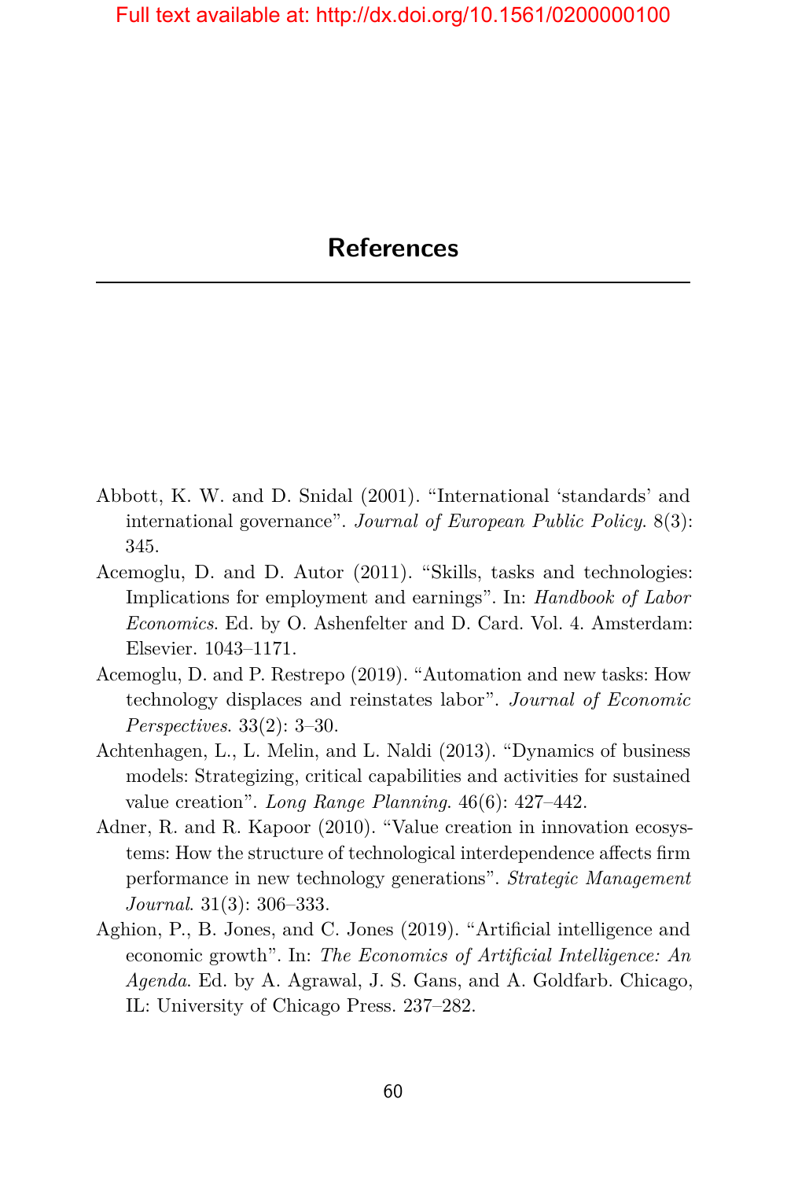# References

Abbott, K. W. and D. Snidal (2001). "International 'standards' and international governance". *Journal of European Public Policy*. 8(3): 345.

Acemoglu, D. and D. Autor (2011). "Skills, tasks and technologies: Implications for employment and earnings". In: *Handbook of Labor Economics*. Ed. by O. Ashenfelter and D. Card. Vol. 4. Amsterdam: Elsevier. 1043–1171.

Acemoglu, D. and P. Restrepo (2019). "Automation and new tasks: How technology displaces and reinstates labor". *Journal of Economic Perspectives*. 33(2): 3–30.

Achtenhagen, L., L. Melin, and L. Naldi (2013). "Dynamics of business models: Strategizing, critical capabilities and activities for sustained value creation". *Long Range Planning*. 46(6): 427–442.

Adner, R. and R. Kapoor (2010). "Value creation in innovation ecosystems: How the structure of technological interdependence affects firm performance in new technology generations". *Strategic Management Journal*. 31(3): 306–333.

Aghion, P., B. Jones, and C. Jones (2019). "Artificial intelligence and economic growth". In: *The Economics of Artificial Intelligence: An Agenda*. Ed. by A. Agrawal, J. S. Gans, and A. Goldfarb. Chicago, IL: University of Chicago Press. 237–282.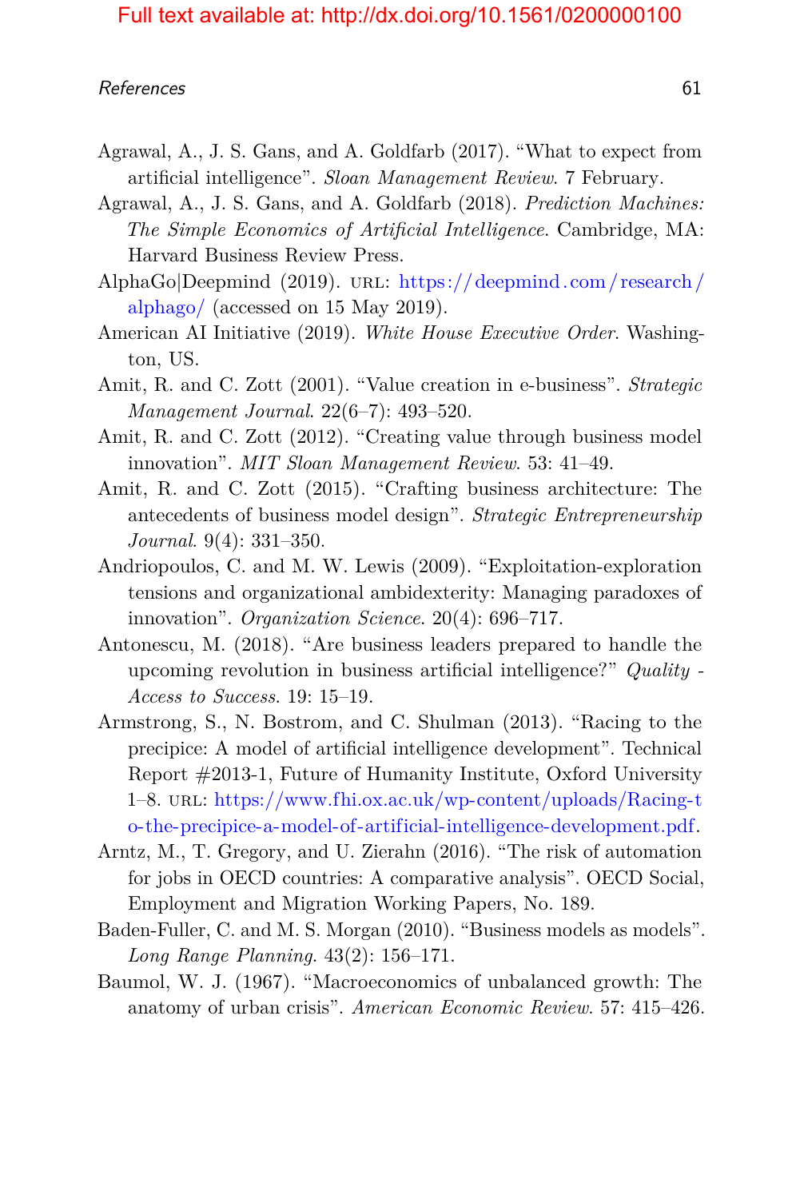Agrawal, A., J. S. Gans, and A. Goldfarb (2017). "What to expect from artificial intelligence". *Sloan Management Review*. 7 February.

Agrawal, A., J. S. Gans, and A. Goldfarb (2018). *Prediction Machines: The Simple Economics of Artificial Intelligence*. Cambridge, MA: Harvard Business Review Press.

AlphaGo|Deepmind (2019). URL: https://deepmind.com/research/alphago/ (accessed on 15 May 2019).

American AI Initiative (2019). *White House Executive Order*. Washington, US.

Amit, R. and C. Zott (2001). "Value creation in e-business". *Strategic Management Journal*. 22(6–7): 493–520.

Amit, R. and C. Zott (2012). "Creating value through business model innovation". *MIT Sloan Management Review*. 53: 41–49.

Amit, R. and C. Zott (2015). "Crafting business architecture: The antecedents of business model design". *Strategic Entrepreneurship Journal*. 9(4): 331–350.

Andriopoulos, C. and M. W. Lewis (2009). "Exploitation-exploration tensions and organizational ambidexterity: Managing paradoxes of innovation". *Organization Science*. 20(4): 696–717.

Antonescu, M. (2018). "Are business leaders prepared to handle the upcoming revolution in business artificial intelligence?" *Quality - Access to Success*. 19: 15–19.

Armstrong, S., N. Bostrom, and C. Shulman (2013). "Racing to the precipice: A model of artificial intelligence development". Technical Report #2013-1, Future of Humanity Institute, Oxford University 1–8. URL: https://www.fhi.ox.ac.uk/wp-content/uploads/Racing-to-the-precipice-a-model-of-artificial-intelligence-development.pdf.

Arntz, M., T. Gregory, and U. Zierahn (2016). "The risk of automation for jobs in OECD countries: A comparative analysis". OECD Social, Employment and Migration Working Papers, No. 189.

Baden-Fuller, C. and M. S. Morgan (2010). "Business models as models". *Long Range Planning*. 43(2): 156–171.

Baumol, W. J. (1967). "Macroeconomics of unbalanced growth: The anatomy of urban crisis". *American Economic Review*. 57: 415–426.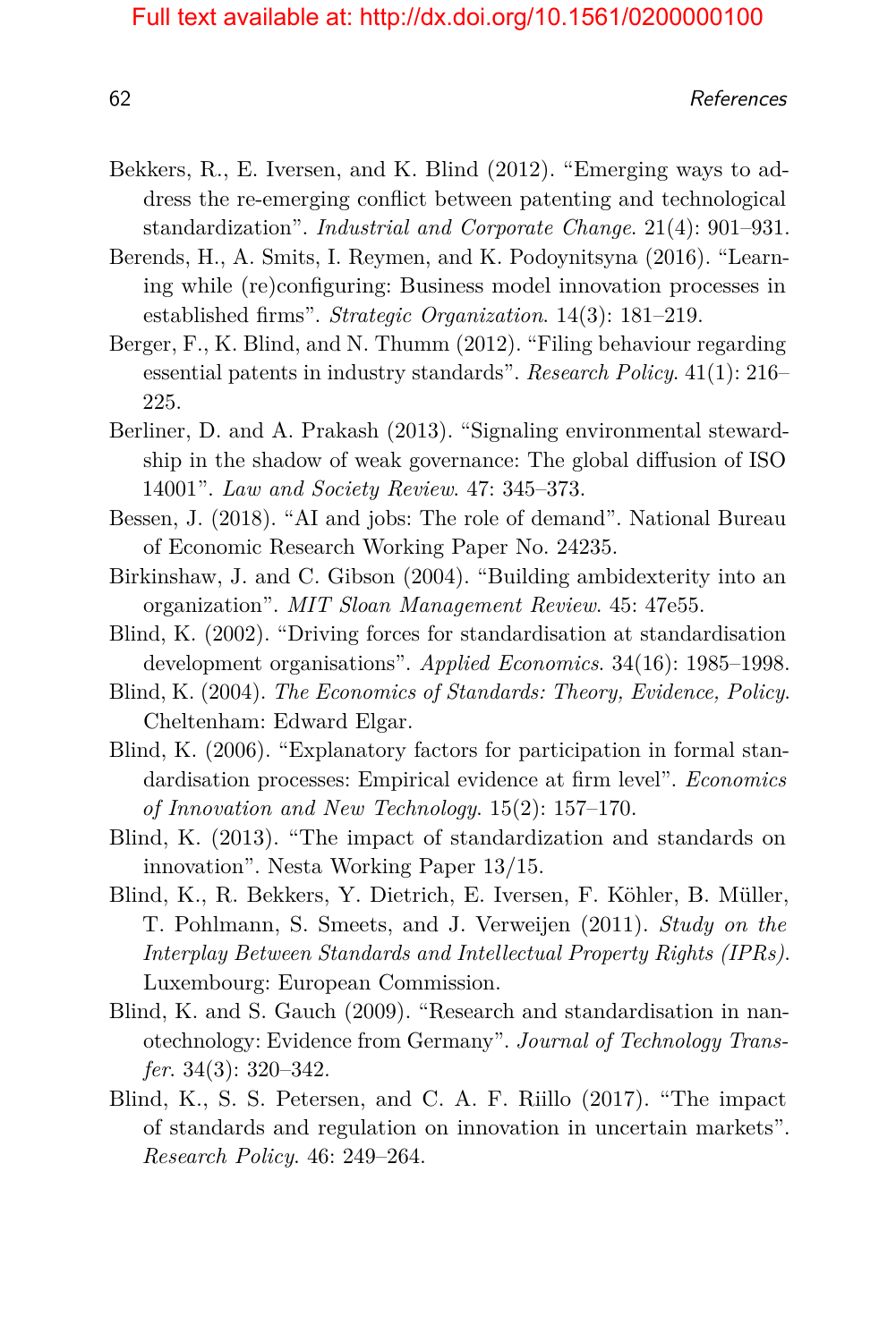Bekkers, R., E. Iversen, and K. Blind (2012). "Emerging ways to address the re-emerging conflict between patenting and technological standardization". *Industrial and Corporate Change*. 21(4): 901–931.

Berends, H., A. Smits, I. Reymen, and K. Podoynitsyna (2016). "Learning while (re)configuring: Business model innovation processes in established firms". *Strategic Organization*. 14(3): 181–219.

Berger, F., K. Blind, and N. Thumm (2012). "Filing behaviour regarding essential patents in industry standards". *Research Policy*. 41(1): 216–225.

Berliner, D. and A. Prakash (2013). "Signaling environmental stewardship in the shadow of weak governance: The global diffusion of ISO 14001". *Law and Society Review*. 47: 345–373.

Bessen, J. (2018). "AI and jobs: The role of demand". National Bureau of Economic Research Working Paper No. 24235.

Birkinshaw, J. and C. Gibson (2004). "Building ambidexterity into an organization". *MIT Sloan Management Review*. 45: 47e55.

Blind, K. (2002). "Driving forces for standardisation at standardisation development organisations". *Applied Economics*. 34(16): 1985–1998.

Blind, K. (2004). *The Economics of Standards: Theory, Evidence, Policy*. Cheltenham: Edward Elgar.

Blind, K. (2006). "Explanatory factors for participation in formal standardisation processes: Empirical evidence at firm level". *Economics of Innovation and New Technology*. 15(2): 157–170.

Blind, K. (2013). "The impact of standardization and standards on innovation". Nesta Working Paper 13/15.

Blind, K., R. Bekkers, Y. Dietrich, E. Iversen, F. Köhler, B. Müller, T. Pohlmann, S. Smeets, and J. Verweijen (2011). *Study on the Interplay Between Standards and Intellectual Property Rights (IPRs)*. Luxembourg: European Commission.

Blind, K. and S. Gauch (2009). "Research and standardisation in nanotechnology: Evidence from Germany". *Journal of Technology Transfer*. 34(3): 320–342.

Blind, K., S. S. Petersen, and C. A. F. Riillo (2017). "The impact of standards and regulation on innovation in uncertain markets". *Research Policy*. 46: 249–264.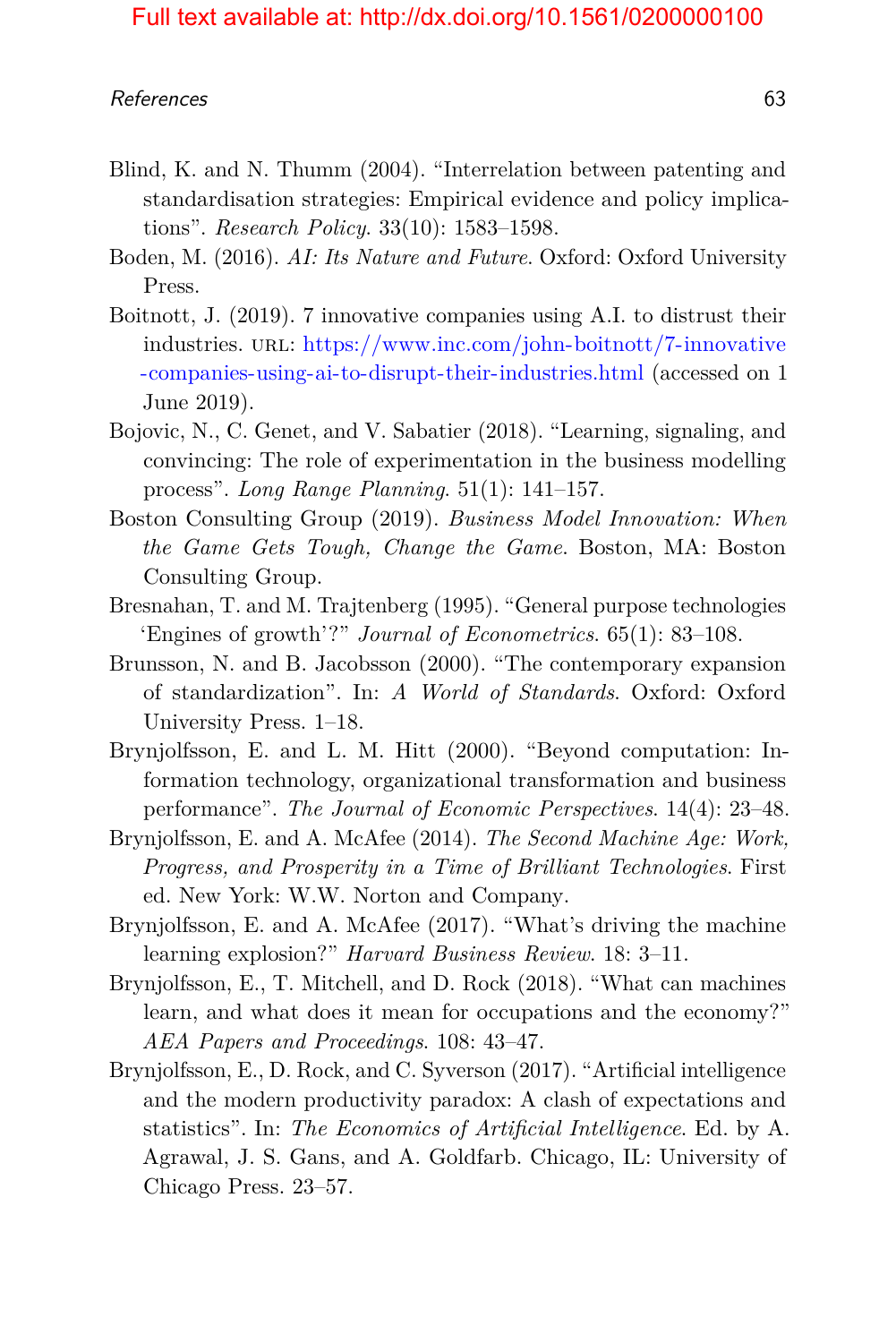Blind, K. and N. Thumm (2004). "Interrelation between patenting and standardisation strategies: Empirical evidence and policy implications". *Research Policy*. 33(10): 1583–1598.

Boden, M. (2016). *AI: Its Nature and Future*. Oxford: Oxford University Press.

Boitnott, J. (2019). 7 innovative companies using A.I. to distrust their industries. URL: https://www.inc.com/john-boitnott/7-innovative-companies-using-ai-to-disrupt-their-industries.html (accessed on 1 June 2019).

Bojovic, N., C. Genet, and V. Sabatier (2018). "Learning, signaling, and convincing: The role of experimentation in the business modelling process". *Long Range Planning*. 51(1): 141–157.

Boston Consulting Group (2019). *Business Model Innovation: When the Game Gets Tough, Change the Game*. Boston, MA: Boston Consulting Group.

Bresnahan, T. and M. Trajtenberg (1995). "General purpose technologies 'Engines of growth'?" *Journal of Econometrics*. 65(1): 83–108.

Brunsson, N. and B. Jacobsson (2000). "The contemporary expansion of standardization". In: *A World of Standards*. Oxford: Oxford University Press. 1–18.

Brynjolfsson, E. and L. M. Hitt (2000). "Beyond computation: Information technology, organizational transformation and business performance". *The Journal of Economic Perspectives*. 14(4): 23–48.

Brynjolfsson, E. and A. McAfee (2014). *The Second Machine Age: Work, Progress, and Prosperity in a Time of Brilliant Technologies*. First ed. New York: W.W. Norton and Company.

Brynjolfsson, E. and A. McAfee (2017). "What's driving the machine learning explosion?" *Harvard Business Review*. 18: 3–11.

Brynjolfsson, E., T. Mitchell, and D. Rock (2018). "What can machines learn, and what does it mean for occupations and the economy?" *AEA Papers and Proceedings*. 108: 43–47.

Brynjolfsson, E., D. Rock, and C. Syverson (2017). "Artificial intelligence and the modern productivity paradox: A clash of expectations and statistics". In: *The Economics of Artificial Intelligence*. Ed. by A. Agrawal, J. S. Gans, and A. Goldfarb. Chicago, IL: University of Chicago Press. 23–57.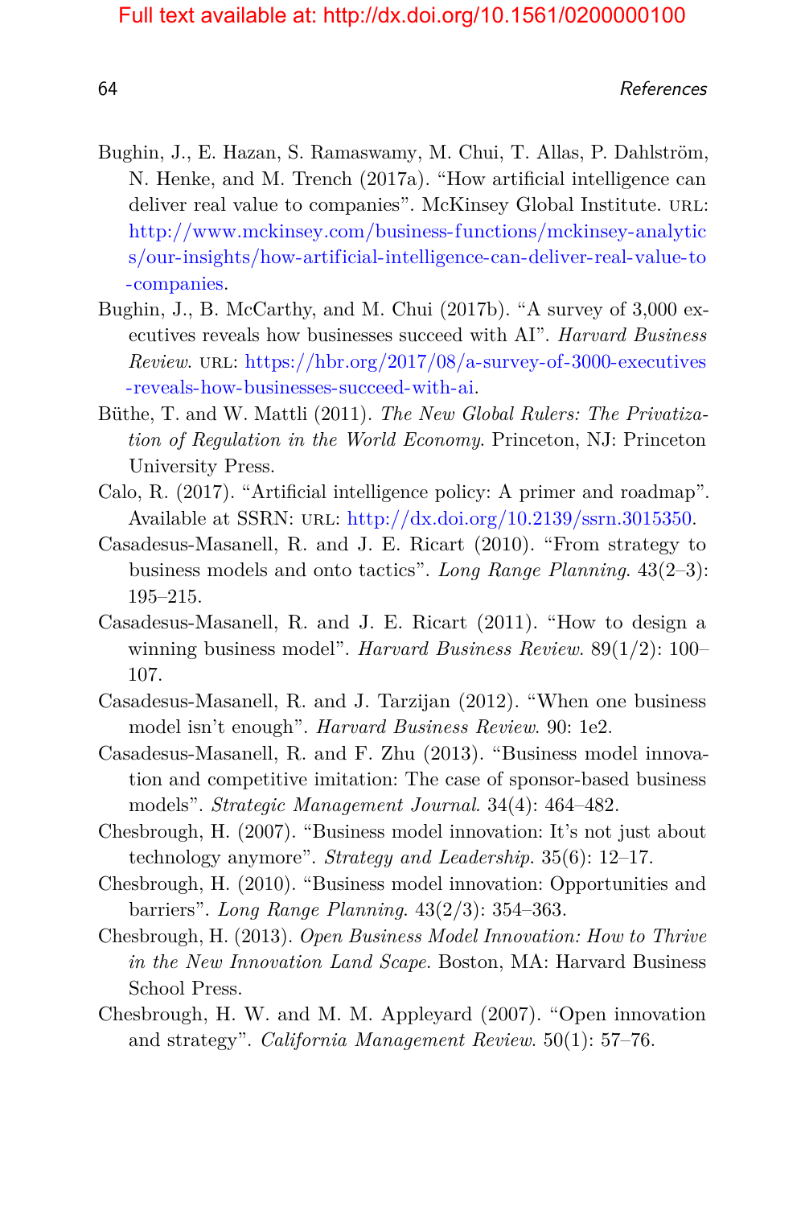Bughin, J., E. Hazan, S. Ramaswamy, M. Chui, T. Allas, P. Dahlström, N. Henke, and M. Trench (2017a). "How artificial intelligence can deliver real value to companies". McKinsey Global Institute. URL: http://www.mckinsey.com/business-functions/mckinsey-analytics/our-insights/how-artificial-intelligence-can-deliver-real-value-to-companies.

Bughin, J., B. McCarthy, and M. Chui (2017b). "A survey of 3,000 executives reveals how businesses succeed with AI". *Harvard Business Review*. URL: https://hbr.org/2017/08/a-survey-of-3000-executives-reveals-how-businesses-succeed-with-ai.

Büthe, T. and W. Mattli (2011). *The New Global Rulers: The Privatization of Regulation in the World Economy*. Princeton, NJ: Princeton University Press.

Calo, R. (2017). "Artificial intelligence policy: A primer and roadmap". Available at SSRN: URL: http://dx.doi.org/10.2139/ssrn.3015350.

Casadesus-Masanell, R. and J. E. Ricart (2010). "From strategy to business models and onto tactics". *Long Range Planning*. 43(2–3): 195–215.

Casadesus-Masanell, R. and J. E. Ricart (2011). "How to design a winning business model". *Harvard Business Review*. 89(1/2): 100–107.

Casadesus-Masanell, R. and J. Tarzijan (2012). "When one business model isn't enough". *Harvard Business Review*. 90: 1e2.

Casadesus-Masanell, R. and F. Zhu (2013). "Business model innovation and competitive imitation: The case of sponsor-based business models". *Strategic Management Journal*. 34(4): 464–482.

Chesbrough, H. (2007). "Business model innovation: It's not just about technology anymore". *Strategy and Leadership*. 35(6): 12–17.

Chesbrough, H. (2010). "Business model innovation: Opportunities and barriers". *Long Range Planning*. 43(2/3): 354–363.

Chesbrough, H. (2013). *Open Business Model Innovation: How to Thrive in the New Innovation Land Scape*. Boston, MA: Harvard Business School Press.

Chesbrough, H. W. and M. M. Appleyard (2007). "Open innovation and strategy". *California Management Review*. 50(1): 57–76.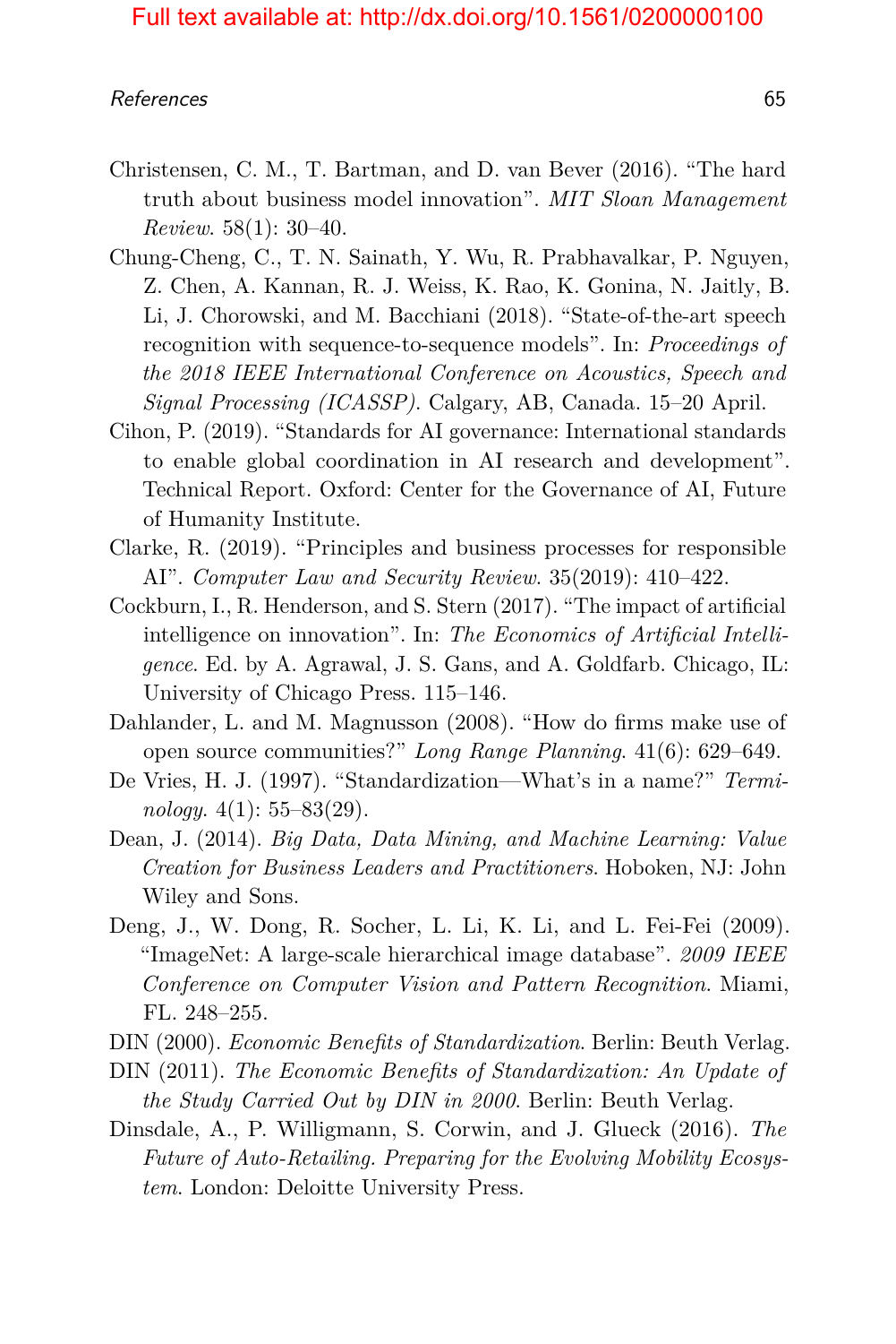Christensen, C. M., T. Bartman, and D. van Bever (2016). "The hard truth about business model innovation". *MIT Sloan Management Review*. 58(1): 30–40.

Chung-Cheng, C., T. N. Sainath, Y. Wu, R. Prabhavalkar, P. Nguyen, Z. Chen, A. Kannan, R. J. Weiss, K. Rao, K. Gonina, N. Jaitly, B. Li, J. Chorowski, and M. Bacchiani (2018). "State-of-the-art speech recognition with sequence-to-sequence models". In: *Proceedings of the 2018 IEEE International Conference on Acoustics, Speech and Signal Processing (ICASSP)*. Calgary, AB, Canada. 15–20 April.

Cihon, P. (2019). "Standards for AI governance: International standards to enable global coordination in AI research and development". Technical Report. Oxford: Center for the Governance of AI, Future of Humanity Institute.

Clarke, R. (2019). "Principles and business processes for responsible AI". *Computer Law and Security Review*. 35(2019): 410–422.

Cockburn, I., R. Henderson, and S. Stern (2017). "The impact of artificial intelligence on innovation". In: *The Economics of Artificial Intelligence*. Ed. by A. Agrawal, J. S. Gans, and A. Goldfarb. Chicago, IL: University of Chicago Press. 115–146.

Dahlander, L. and M. Magnusson (2008). "How do firms make use of open source communities?" *Long Range Planning*. 41(6): 629–649.

De Vries, H. J. (1997). "Standardization—What's in a name?" *Terminology*. 4(1): 55–83(29).

Dean, J. (2014). *Big Data, Data Mining, and Machine Learning: Value Creation for Business Leaders and Practitioners*. Hoboken, NJ: John Wiley and Sons.

Deng, J., W. Dong, R. Socher, L. Li, K. Li, and L. Fei-Fei (2009). "ImageNet: A large-scale hierarchical image database". *2009 IEEE Conference on Computer Vision and Pattern Recognition*. Miami, FL. 248–255.

DIN (2000). *Economic Benefits of Standardization*. Berlin: Beuth Verlag.

DIN (2011). *The Economic Benefits of Standardization: An Update of the Study Carried Out by DIN in 2000*. Berlin: Beuth Verlag.

Dinsdale, A., P. Willigmann, S. Corwin, and J. Glueck (2016). *The Future of Auto-Retailing. Preparing for the Evolving Mobility Ecosystem*. London: Deloitte University Press.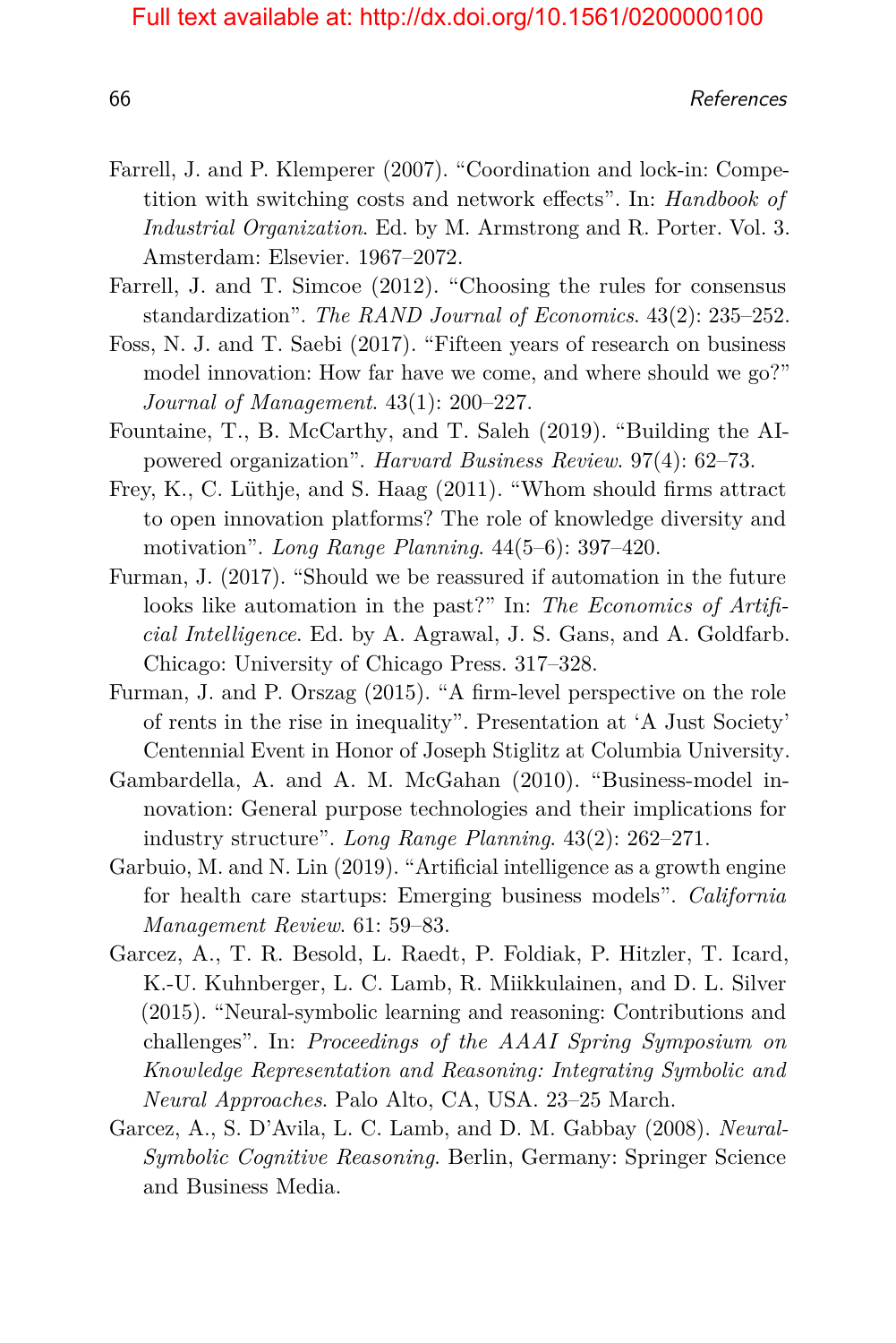Farrell, J. and P. Klemperer (2007). "Coordination and lock-in: Competition with switching costs and network effects". In: *Handbook of Industrial Organization*. Ed. by M. Armstrong and R. Porter. Vol. 3. Amsterdam: Elsevier. 1967–2072.

Farrell, J. and T. Simcoe (2012). "Choosing the rules for consensus standardization". *The RAND Journal of Economics*. 43(2): 235–252.

Foss, N. J. and T. Saebi (2017). "Fifteen years of research on business model innovation: How far have we come, and where should we go?" *Journal of Management*. 43(1): 200–227.

Fountaine, T., B. McCarthy, and T. Saleh (2019). "Building the AI-powered organization". *Harvard Business Review*. 97(4): 62–73.

Frey, K., C. Lüthje, and S. Haag (2011). "Whom should firms attract to open innovation platforms? The role of knowledge diversity and motivation". *Long Range Planning*. 44(5–6): 397–420.

Furman, J. (2017). "Should we be reassured if automation in the future looks like automation in the past?" In: *The Economics of Artificial Intelligence*. Ed. by A. Agrawal, J. S. Gans, and A. Goldfarb. Chicago: University of Chicago Press. 317–328.

Furman, J. and P. Orszag (2015). "A firm-level perspective on the role of rents in the rise in inequality". Presentation at 'A Just Society' Centennial Event in Honor of Joseph Stiglitz at Columbia University.

Gambardella, A. and A. M. McGahan (2010). "Business-model innovation: General purpose technologies and their implications for industry structure". *Long Range Planning*. 43(2): 262–271.

Garbuio, M. and N. Lin (2019). "Artificial intelligence as a growth engine for health care startups: Emerging business models". *California Management Review*. 61: 59–83.

Garcez, A., T. R. Besold, L. Raedt, P. Foldiak, P. Hitzler, T. Icard, K.-U. Kuhnberger, L. C. Lamb, R. Miikkulainen, and D. L. Silver (2015). "Neural-symbolic learning and reasoning: Contributions and challenges". In: *Proceedings of the AAAI Spring Symposium on Knowledge Representation and Reasoning: Integrating Symbolic and Neural Approaches*. Palo Alto, CA, USA. 23–25 March.

Garcez, A., S. D'Avila, L. C. Lamb, and D. M. Gabbay (2008). *Neural-Symbolic Cognitive Reasoning*. Berlin, Germany: Springer Science and Business Media.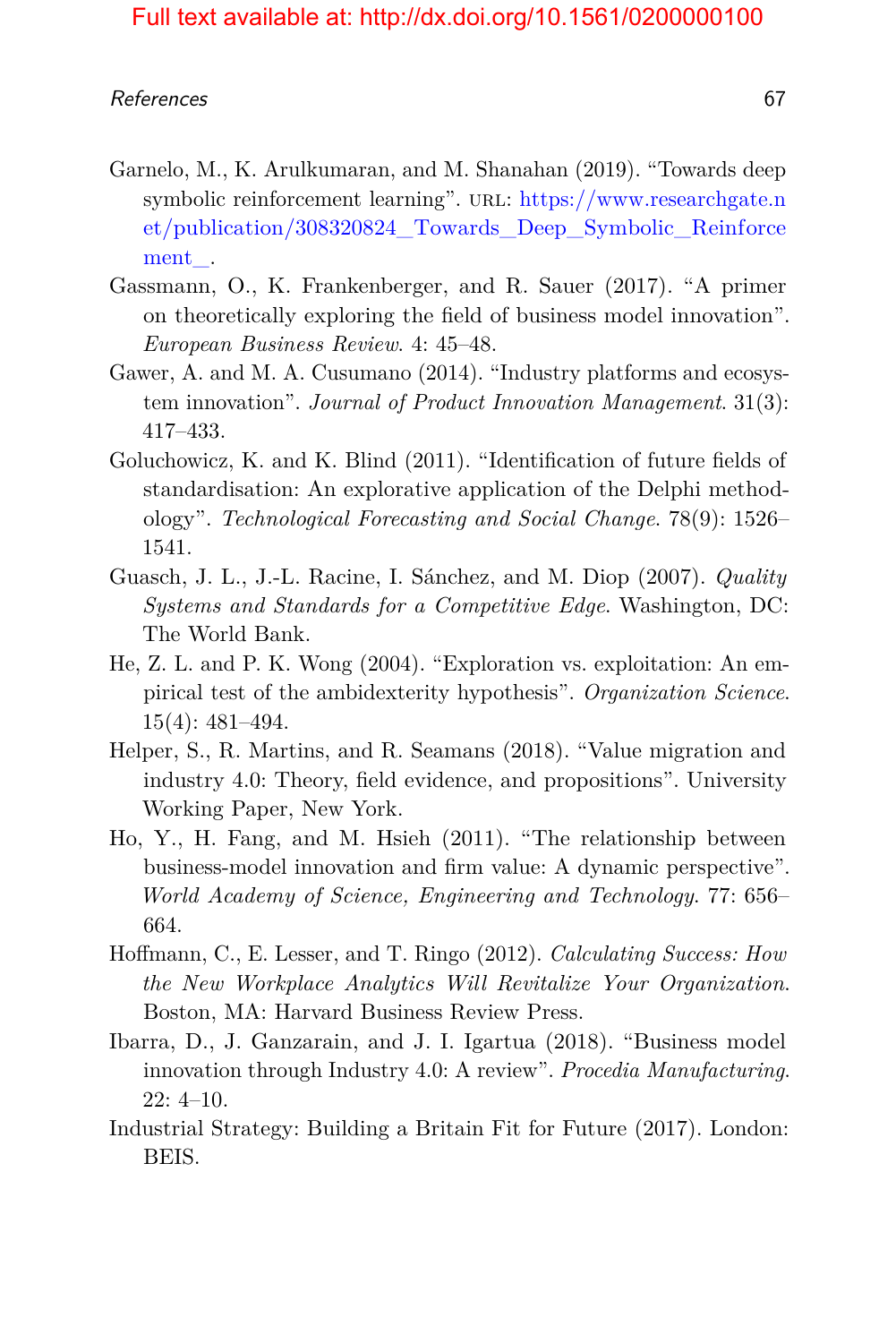Garnelo, M., K. Arulkumaran, and M. Shanahan (2019). "Towards deep symbolic reinforcement learning". URL: https://www.researchgate.net/publication/308320824_Towards_Deep_Symbolic_Reinforcement_.

Gassmann, O., K. Frankenberger, and R. Sauer (2017). "A primer on theoretically exploring the field of business model innovation". *European Business Review*. 4: 45–48.

Gawer, A. and M. A. Cusumano (2014). "Industry platforms and ecosystem innovation". *Journal of Product Innovation Management*. 31(3): 417–433.

Goluchowicz, K. and K. Blind (2011). "Identification of future fields of standardisation: An explorative application of the Delphi methodology". *Technological Forecasting and Social Change*. 78(9): 1526–1541.

Guasch, J. L., J.-L. Racine, I. Sánchez, and M. Diop (2007). *Quality Systems and Standards for a Competitive Edge*. Washington, DC: The World Bank.

He, Z. L. and P. K. Wong (2004). "Exploration vs. exploitation: An empirical test of the ambidexterity hypothesis". *Organization Science*. 15(4): 481–494.

Helper, S., R. Martins, and R. Seamans (2018). "Value migration and industry 4.0: Theory, field evidence, and propositions". University Working Paper, New York.

Ho, Y., H. Fang, and M. Hsieh (2011). "The relationship between business-model innovation and firm value: A dynamic perspective". *World Academy of Science, Engineering and Technology*. 77: 656–664.

Hoffmann, C., E. Lesser, and T. Ringo (2012). *Calculating Success: How the New Workplace Analytics Will Revitalize Your Organization*. Boston, MA: Harvard Business Review Press.

Ibarra, D., J. Ganzarain, and J. I. Igartua (2018). "Business model innovation through Industry 4.0: A review". *Procedia Manufacturing*. 22: 4–10.

Industrial Strategy: Building a Britain Fit for Future (2017). London: BEIS.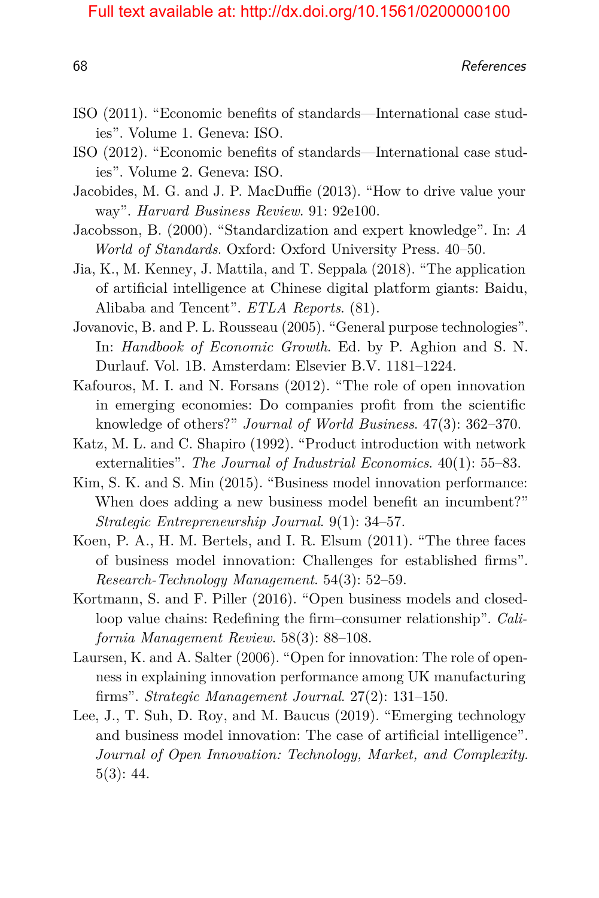ISO (2011). "Economic benefits of standards—International case studies". Volume 1. Geneva: ISO.

ISO (2012). "Economic benefits of standards—International case studies". Volume 2. Geneva: ISO.

Jacobides, M. G. and J. P. MacDuffie (2013). "How to drive value your way". *Harvard Business Review*. 91: 92e100.

Jacobsson, B. (2000). "Standardization and expert knowledge". In: *A World of Standards*. Oxford: Oxford University Press. 40–50.

Jia, K., M. Kenney, J. Mattila, and T. Seppala (2018). "The application of artificial intelligence at Chinese digital platform giants: Baidu, Alibaba and Tencent". *ETLA Reports*. (81).

Jovanovic, B. and P. L. Rousseau (2005). "General purpose technologies". In: *Handbook of Economic Growth*. Ed. by P. Aghion and S. N. Durlauf. Vol. 1B. Amsterdam: Elsevier B.V. 1181–1224.

Kafouros, M. I. and N. Forsans (2012). "The role of open innovation in emerging economies: Do companies profit from the scientific knowledge of others?" *Journal of World Business*. 47(3): 362–370.

Katz, M. L. and C. Shapiro (1992). "Product introduction with network externalities". *The Journal of Industrial Economics*. 40(1): 55–83.

Kim, S. K. and S. Min (2015). "Business model innovation performance: When does adding a new business model benefit an incumbent?" *Strategic Entrepreneurship Journal*. 9(1): 34–57.

Koen, P. A., H. M. Bertels, and I. R. Elsum (2011). "The three faces of business model innovation: Challenges for established firms". *Research-Technology Management*. 54(3): 52–59.

Kortmann, S. and F. Piller (2016). "Open business models and closed-loop value chains: Redefining the firm–consumer relationship". *California Management Review*. 58(3): 88–108.

Laursen, K. and A. Salter (2006). "Open for innovation: The role of openness in explaining innovation performance among UK manufacturing firms". *Strategic Management Journal*. 27(2): 131–150.

Lee, J., T. Suh, D. Roy, and M. Baucus (2019). "Emerging technology and business model innovation: The case of artificial intelligence". *Journal of Open Innovation: Technology, Market, and Complexity*. 5(3): 44.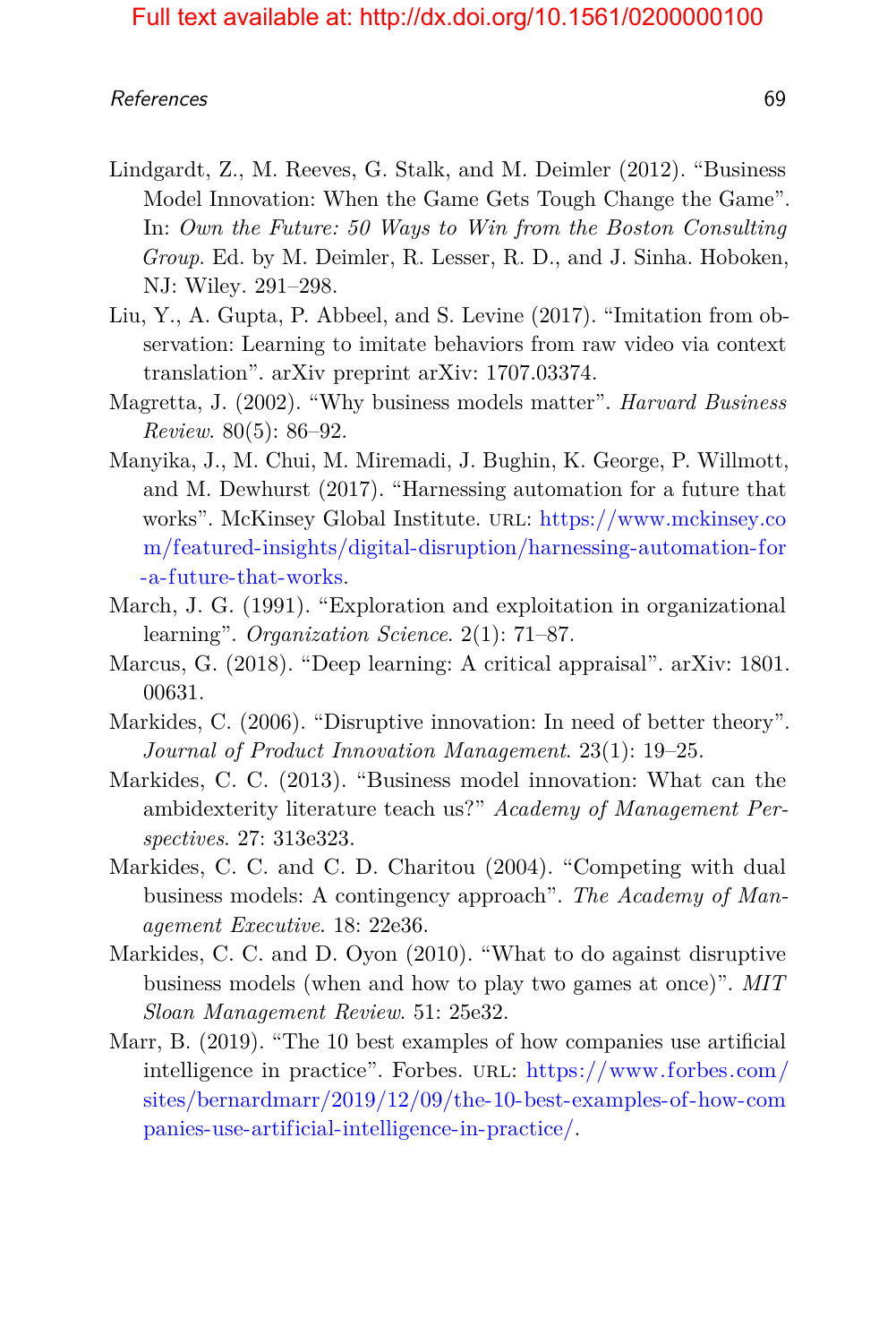Lindgardt, Z., M. Reeves, G. Stalk, and M. Deimler (2012). "Business Model Innovation: When the Game Gets Tough Change the Game". In: *Own the Future: 50 Ways to Win from the Boston Consulting Group*. Ed. by M. Deimler, R. Lesser, R. D., and J. Sinha. Hoboken, NJ: Wiley. 291–298.

Liu, Y., A. Gupta, P. Abbeel, and S. Levine (2017). "Imitation from observation: Learning to imitate behaviors from raw video via context translation". arXiv preprint arXiv: 1707.03374.

Magretta, J. (2002). "Why business models matter". *Harvard Business Review*. 80(5): 86–92.

Manyika, J., M. Chui, M. Miremadi, J. Bughin, K. George, P. Willmott, and M. Dewhurst (2017). "Harnessing automation for a future that works". McKinsey Global Institute. URL: https://www.mckinsey.com/featured-insights/digital-disruption/harnessing-automation-for-a-future-that-works.

March, J. G. (1991). "Exploration and exploitation in organizational learning". *Organization Science*. 2(1): 71–87.

Marcus, G. (2018). "Deep learning: A critical appraisal". arXiv: 1801.00631.

Markides, C. (2006). "Disruptive innovation: In need of better theory". *Journal of Product Innovation Management*. 23(1): 19–25.

Markides, C. C. (2013). "Business model innovation: What can the ambidexterity literature teach us?" *Academy of Management Perspectives*. 27: 313e323.

Markides, C. C. and C. D. Charitou (2004). "Competing with dual business models: A contingency approach". *The Academy of Management Executive*. 18: 22e36.

Markides, C. C. and D. Oyon (2010). "What to do against disruptive business models (when and how to play two games at once)". *MIT Sloan Management Review*. 51: 25e32.

Marr, B. (2019). "The 10 best examples of how companies use artificial intelligence in practice". Forbes. URL: https://www.forbes.com/sites/bernardmarr/2019/12/09/the-10-best-examples-of-how-companies-use-artificial-intelligence-in-practice/.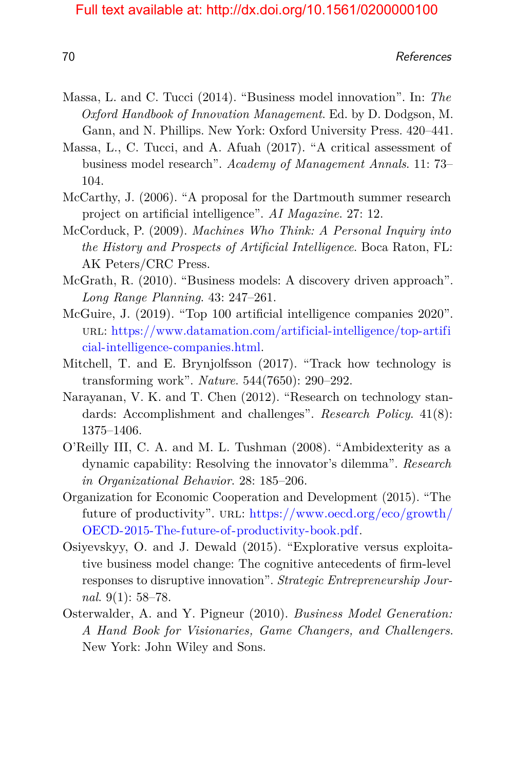Massa, L. and C. Tucci (2014). "Business model innovation". In: *The Oxford Handbook of Innovation Management*. Ed. by D. Dodgson, M. Gann, and N. Phillips. New York: Oxford University Press. 420–441.

Massa, L., C. Tucci, and A. Afuah (2017). "A critical assessment of business model research". *Academy of Management Annals*. 11: 73–104.

McCarthy, J. (2006). "A proposal for the Dartmouth summer research project on artificial intelligence". *AI Magazine*. 27: 12.

McCorduck, P. (2009). *Machines Who Think: A Personal Inquiry into the History and Prospects of Artificial Intelligence*. Boca Raton, FL: AK Peters/CRC Press.

McGrath, R. (2010). "Business models: A discovery driven approach". *Long Range Planning*. 43: 247–261.

McGuire, J. (2019). "Top 100 artificial intelligence companies 2020". URL: https://www.datamation.com/artificial-intelligence/top-artificial-intelligence-companies.html.

Mitchell, T. and E. Brynjolfsson (2017). "Track how technology is transforming work". *Nature*. 544(7650): 290–292.

Narayanan, V. K. and T. Chen (2012). "Research on technology standards: Accomplishment and challenges". *Research Policy*. 41(8): 1375–1406.

O'Reilly III, C. A. and M. L. Tushman (2008). "Ambidexterity as a dynamic capability: Resolving the innovator's dilemma". *Research in Organizational Behavior*. 28: 185–206.

Organization for Economic Cooperation and Development (2015). "The future of productivity". URL: https://www.oecd.org/eco/growth/OECD-2015-The-future-of-productivity-book.pdf.

Osiyevskyy, O. and J. Dewald (2015). "Explorative versus exploitative business model change: The cognitive antecedents of firm-level responses to disruptive innovation". *Strategic Entrepreneurship Journal*. 9(1): 58–78.

Osterwalder, A. and Y. Pigneur (2010). *Business Model Generation: A Hand Book for Visionaries, Game Changers, and Challengers*. New York: John Wiley and Sons.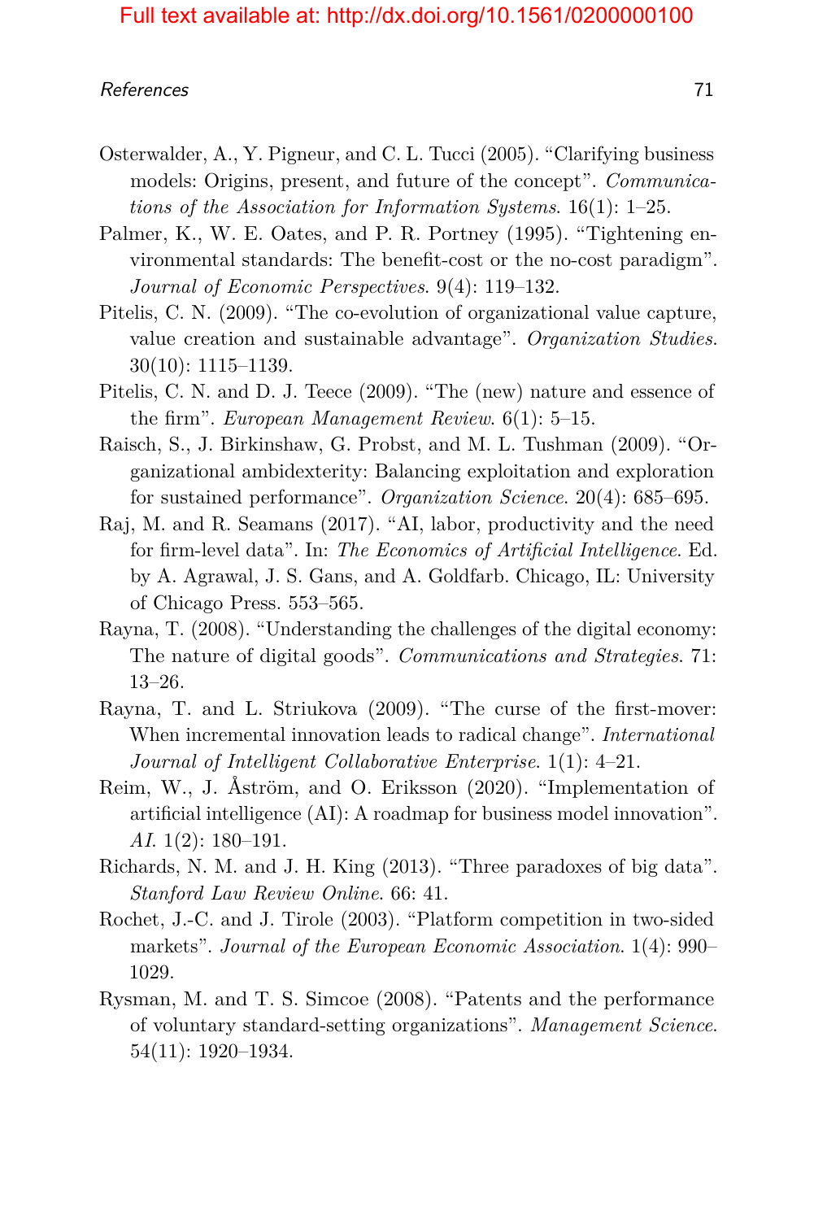Osterwalder, A., Y. Pigneur, and C. L. Tucci (2005). "Clarifying business models: Origins, present, and future of the concept". *Communications of the Association for Information Systems*. 16(1): 1–25.

Palmer, K., W. E. Oates, and P. R. Portney (1995). "Tightening environmental standards: The benefit-cost or the no-cost paradigm". *Journal of Economic Perspectives*. 9(4): 119–132.

Pitelis, C. N. (2009). "The co-evolution of organizational value capture, value creation and sustainable advantage". *Organization Studies*. 30(10): 1115–1139.

Pitelis, C. N. and D. J. Teece (2009). "The (new) nature and essence of the firm". *European Management Review*. 6(1): 5–15.

Raisch, S., J. Birkinshaw, G. Probst, and M. L. Tushman (2009). "Organizational ambidexterity: Balancing exploitation and exploration for sustained performance". *Organization Science*. 20(4): 685–695.

Raj, M. and R. Seamans (2017). "AI, labor, productivity and the need for firm-level data". In: *The Economics of Artificial Intelligence*. Ed. by A. Agrawal, J. S. Gans, and A. Goldfarb. Chicago, IL: University of Chicago Press. 553–565.

Rayna, T. (2008). "Understanding the challenges of the digital economy: The nature of digital goods". *Communications and Strategies*. 71: 13–26.

Rayna, T. and L. Striukova (2009). "The curse of the first-mover: When incremental innovation leads to radical change". *International Journal of Intelligent Collaborative Enterprise*. 1(1): 4–21.

Reim, W., J. Åström, and O. Eriksson (2020). "Implementation of artificial intelligence (AI): A roadmap for business model innovation". *AI*. 1(2): 180–191.

Richards, N. M. and J. H. King (2013). "Three paradoxes of big data". *Stanford Law Review Online*. 66: 41.

Rochet, J.-C. and J. Tirole (2003). "Platform competition in two-sided markets". *Journal of the European Economic Association*. 1(4): 990–1029.

Rysman, M. and T. S. Simcoe (2008). "Patents and the performance of voluntary standard-setting organizations". *Management Science*. 54(11): 1920–1934.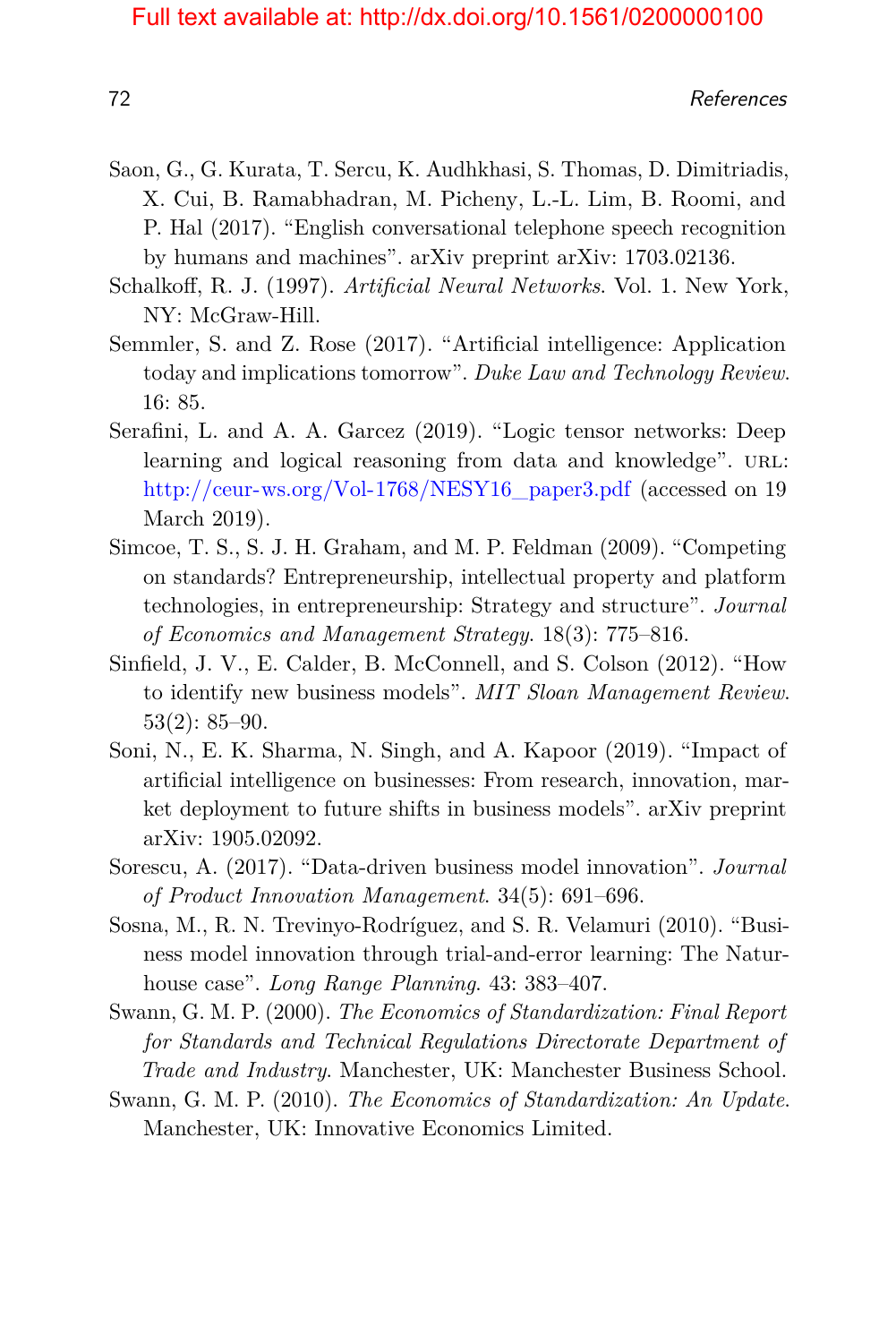Saon, G., G. Kurata, T. Sercu, K. Audhkhasi, S. Thomas, D. Dimitriadis, X. Cui, B. Ramabhadran, M. Picheny, L.-L. Lim, B. Roomi, and P. Hal (2017). "English conversational telephone speech recognition by humans and machines". arXiv preprint arXiv: 1703.02136.

Schalkoff, R. J. (1997). *Artificial Neural Networks*. Vol. 1. New York, NY: McGraw-Hill.

Semmler, S. and Z. Rose (2017). "Artificial intelligence: Application today and implications tomorrow". *Duke Law and Technology Review*. 16: 85.

Serafini, L. and A. A. Garcez (2019). "Logic tensor networks: Deep learning and logical reasoning from data and knowledge". URL: http://ceur-ws.org/Vol-1768/NESY16_paper3.pdf (accessed on 19 March 2019).

Simcoe, T. S., S. J. H. Graham, and M. P. Feldman (2009). "Competing on standards? Entrepreneurship, intellectual property and platform technologies, in entrepreneurship: Strategy and structure". *Journal of Economics and Management Strategy*. 18(3): 775–816.

Sinfield, J. V., E. Calder, B. McConnell, and S. Colson (2012). "How to identify new business models". *MIT Sloan Management Review*. 53(2): 85–90.

Soni, N., E. K. Sharma, N. Singh, and A. Kapoor (2019). "Impact of artificial intelligence on businesses: From research, innovation, market deployment to future shifts in business models". arXiv preprint arXiv: 1905.02092.

Sorescu, A. (2017). "Data-driven business model innovation". *Journal of Product Innovation Management*. 34(5): 691–696.

Sosna, M., R. N. Trevinyo-Rodríguez, and S. R. Velamuri (2010). "Business model innovation through trial-and-error learning: The Naturhouse case". *Long Range Planning*. 43: 383–407.

Swann, G. M. P. (2000). *The Economics of Standardization: Final Report for Standards and Technical Regulations Directorate Department of Trade and Industry*. Manchester, UK: Manchester Business School.

Swann, G. M. P. (2010). *The Economics of Standardization: An Update*. Manchester, UK: Innovative Economics Limited.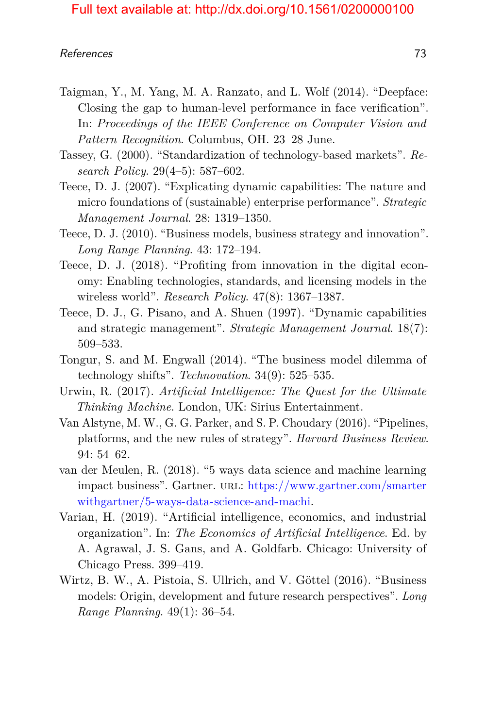Taigman, Y., M. Yang, M. A. Ranzato, and L. Wolf (2014). "Deepface: Closing the gap to human-level performance in face verification". In: *Proceedings of the IEEE Conference on Computer Vision and Pattern Recognition*. Columbus, OH. 23–28 June.

Tassey, G. (2000). "Standardization of technology-based markets". *Research Policy*. 29(4–5): 587–602.

Teece, D. J. (2007). "Explicating dynamic capabilities: The nature and micro foundations of (sustainable) enterprise performance". *Strategic Management Journal*. 28: 1319–1350.

Teece, D. J. (2010). "Business models, business strategy and innovation". *Long Range Planning*. 43: 172–194.

Teece, D. J. (2018). "Profiting from innovation in the digital economy: Enabling technologies, standards, and licensing models in the wireless world". *Research Policy*. 47(8): 1367–1387.

Teece, D. J., G. Pisano, and A. Shuen (1997). "Dynamic capabilities and strategic management". *Strategic Management Journal*. 18(7): 509–533.

Tongur, S. and M. Engwall (2014). "The business model dilemma of technology shifts". *Technovation*. 34(9): 525–535.

Urwin, R. (2017). *Artificial Intelligence: The Quest for the Ultimate Thinking Machine*. London, UK: Sirius Entertainment.

Van Alstyne, M. W., G. G. Parker, and S. P. Choudary (2016). "Pipelines, platforms, and the new rules of strategy". *Harvard Business Review*. 94: 54–62.

van der Meulen, R. (2018). "5 ways data science and machine learning impact business". Gartner. URL: https://www.gartner.com/smarterwithgartner/5-ways-data-science-and-machi.

Varian, H. (2019). "Artificial intelligence, economics, and industrial organization". In: *The Economics of Artificial Intelligence*. Ed. by A. Agrawal, J. S. Gans, and A. Goldfarb. Chicago: University of Chicago Press. 399–419.

Wirtz, B. W., A. Pistoia, S. Ullrich, and V. Göttel (2016). "Business models: Origin, development and future research perspectives". *Long Range Planning*. 49(1): 36–54.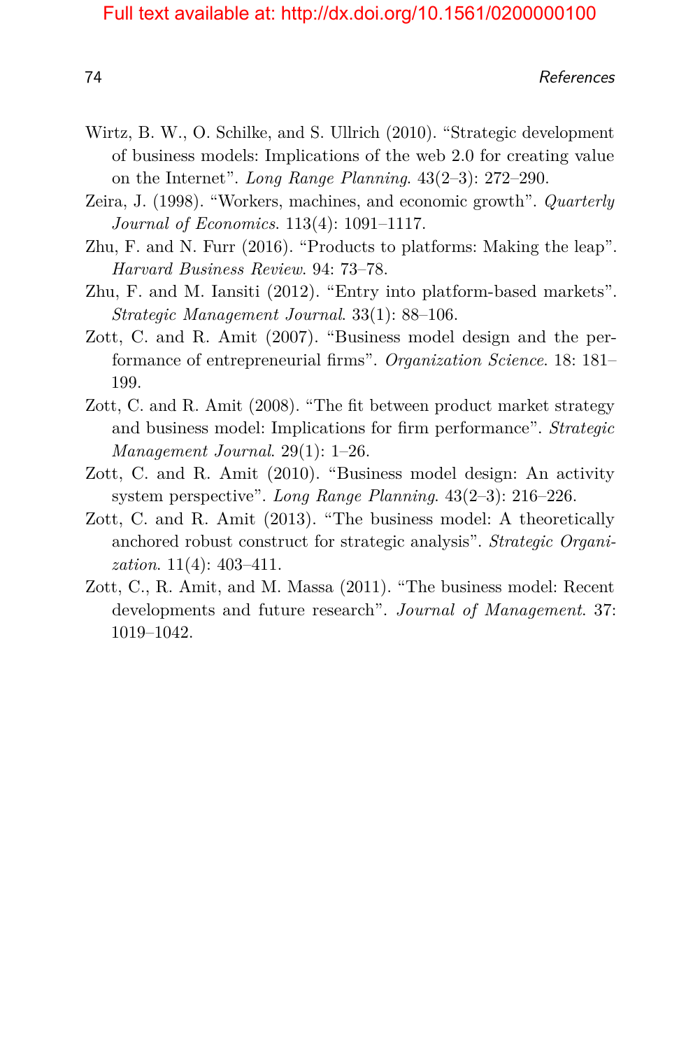Wirtz, B. W., O. Schilke, and S. Ullrich (2010). "Strategic development of business models: Implications of the web 2.0 for creating value on the Internet". *Long Range Planning*. 43(2–3): 272–290.

Zeira, J. (1998). "Workers, machines, and economic growth". *Quarterly Journal of Economics*. 113(4): 1091–1117.

Zhu, F. and N. Furr (2016). "Products to platforms: Making the leap". *Harvard Business Review*. 94: 73–78.

Zhu, F. and M. Iansiti (2012). "Entry into platform-based markets". *Strategic Management Journal*. 33(1): 88–106.

Zott, C. and R. Amit (2007). "Business model design and the performance of entrepreneurial firms". *Organization Science*. 18: 181–199.

Zott, C. and R. Amit (2008). "The fit between product market strategy and business model: Implications for firm performance". *Strategic Management Journal*. 29(1): 1–26.

Zott, C. and R. Amit (2010). "Business model design: An activity system perspective". *Long Range Planning*. 43(2–3): 216–226.

Zott, C. and R. Amit (2013). "The business model: A theoretically anchored robust construct for strategic analysis". *Strategic Organization*. 11(4): 403–411.

Zott, C., R. Amit, and M. Massa (2011). "The business model: Recent developments and future research". *Journal of Management*. 37: 1019–1042.